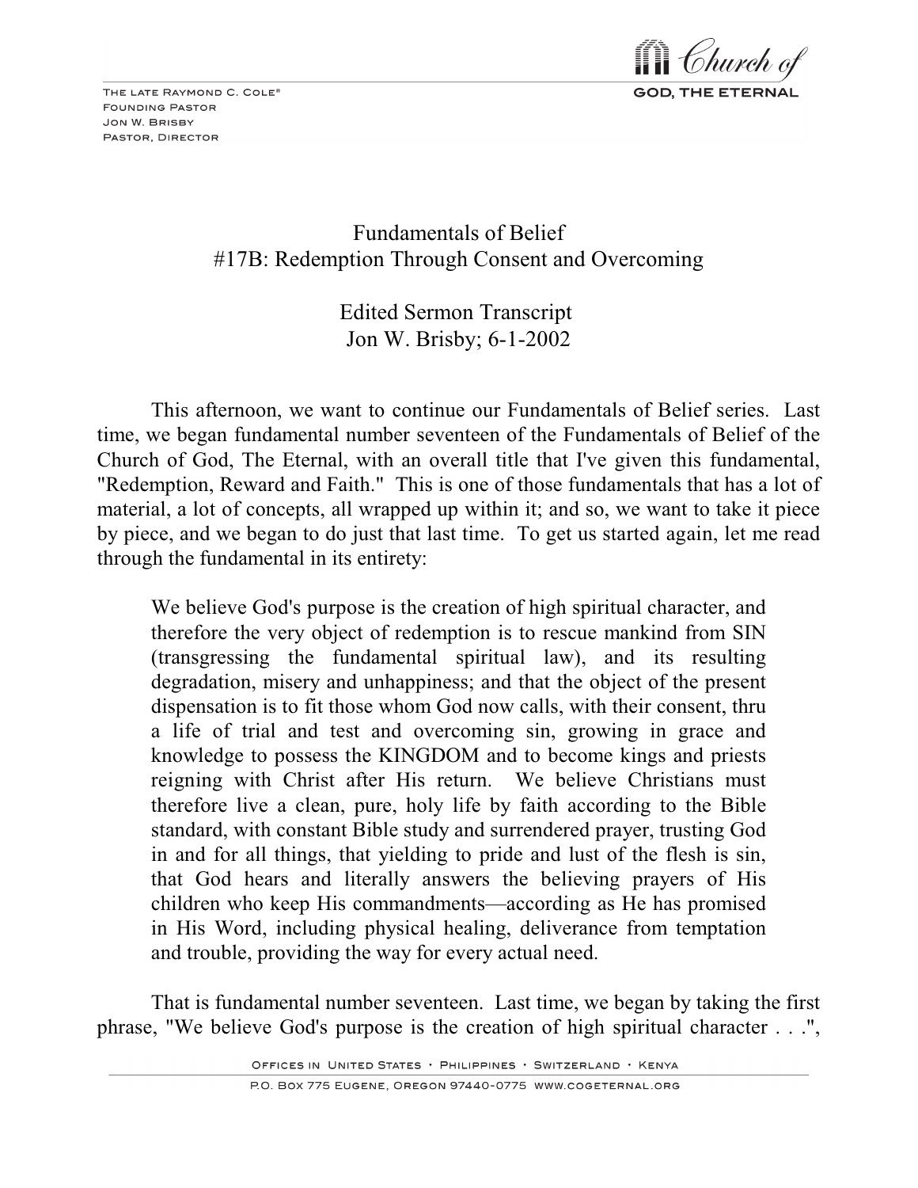The late Raymond C. Cole®
Founding Pastor
Jon W. Brisby
Pastor, Director

Church of GOD, THE ETERNAL

# Fundamentals of Belief
## #17B: Redemption Through Consent and Overcoming

Edited Sermon Transcript
Jon W. Brisby; 6-1-2002

This afternoon, we want to continue our Fundamentals of Belief series. Last time, we began fundamental number seventeen of the Fundamentals of Belief of the Church of God, The Eternal, with an overall title that I've given this fundamental, "Redemption, Reward and Faith." This is one of those fundamentals that has a lot of material, a lot of concepts, all wrapped up within it; and so, we want to take it piece by piece, and we began to do just that last time. To get us started again, let me read through the fundamental in its entirety:

> We believe God's purpose is the creation of high spiritual character, and therefore the very object of redemption is to rescue mankind from SIN (transgressing the fundamental spiritual law), and its resulting degradation, misery and unhappiness; and that the object of the present dispensation is to fit those whom God now calls, with their consent, thru a life of trial and test and overcoming sin, growing in grace and knowledge to possess the KINGDOM and to become kings and priests reigning with Christ after His return. We believe Christians must therefore live a clean, pure, holy life by faith according to the Bible standard, with constant Bible study and surrendered prayer, trusting God in and for all things, that yielding to pride and lust of the flesh is sin, that God hears and literally answers the believing prayers of His children who keep His commandments—according as He has promised in His Word, including physical healing, deliverance from temptation and trouble, providing the way for every actual need.

That is fundamental number seventeen. Last time, we began by taking the first phrase, "We believe God's purpose is the creation of high spiritual character . . .",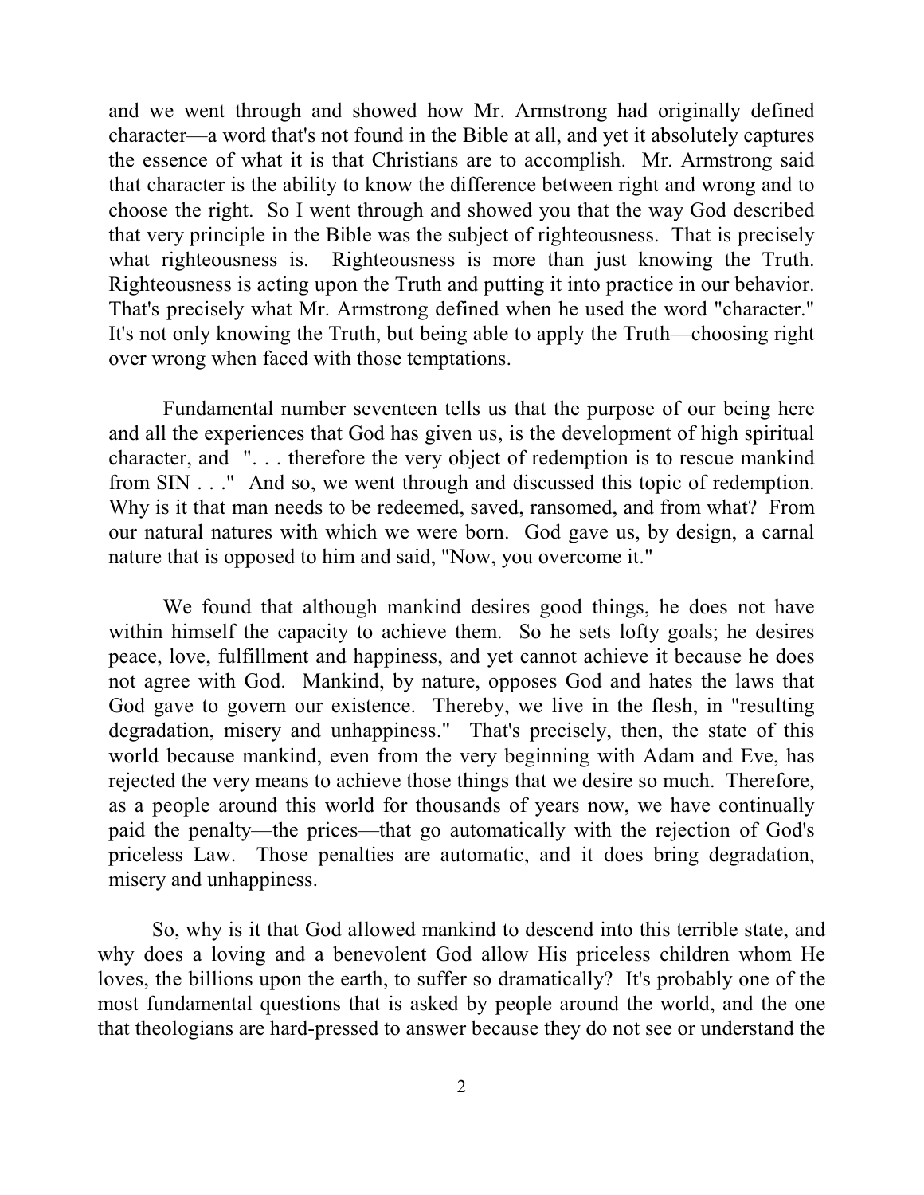and we went through and showed how Mr. Armstrong had originally defined character—a word that's not found in the Bible at all, and yet it absolutely captures the essence of what it is that Christians are to accomplish. Mr. Armstrong said that character is the ability to know the difference between right and wrong and to choose the right. So I went through and showed you that the way God described that very principle in the Bible was the subject of righteousness. That is precisely what righteousness is. Righteousness is more than just knowing the Truth. Righteousness is acting upon the Truth and putting it into practice in our behavior. That's precisely what Mr. Armstrong defined when he used the word "character." It's not only knowing the Truth, but being able to apply the Truth—choosing right over wrong when faced with those temptations.

Fundamental number seventeen tells us that the purpose of our being here and all the experiences that God has given us, is the development of high spiritual character, and ". . . therefore the very object of redemption is to rescue mankind from SIN . . ." And so, we went through and discussed this topic of redemption. Why is it that man needs to be redeemed, saved, ransomed, and from what? From our natural natures with which we were born. God gave us, by design, a carnal nature that is opposed to him and said, "Now, you overcome it."

We found that although mankind desires good things, he does not have within himself the capacity to achieve them. So he sets lofty goals; he desires peace, love, fulfillment and happiness, and yet cannot achieve it because he does not agree with God. Mankind, by nature, opposes God and hates the laws that God gave to govern our existence. Thereby, we live in the flesh, in "resulting degradation, misery and unhappiness." That's precisely, then, the state of this world because mankind, even from the very beginning with Adam and Eve, has rejected the very means to achieve those things that we desire so much. Therefore, as a people around this world for thousands of years now, we have continually paid the penalty—the prices—that go automatically with the rejection of God's priceless Law. Those penalties are automatic, and it does bring degradation, misery and unhappiness.

So, why is it that God allowed mankind to descend into this terrible state, and why does a loving and a benevolent God allow His priceless children whom He loves, the billions upon the earth, to suffer so dramatically? It's probably one of the most fundamental questions that is asked by people around the world, and the one that theologians are hard-pressed to answer because they do not see or understand the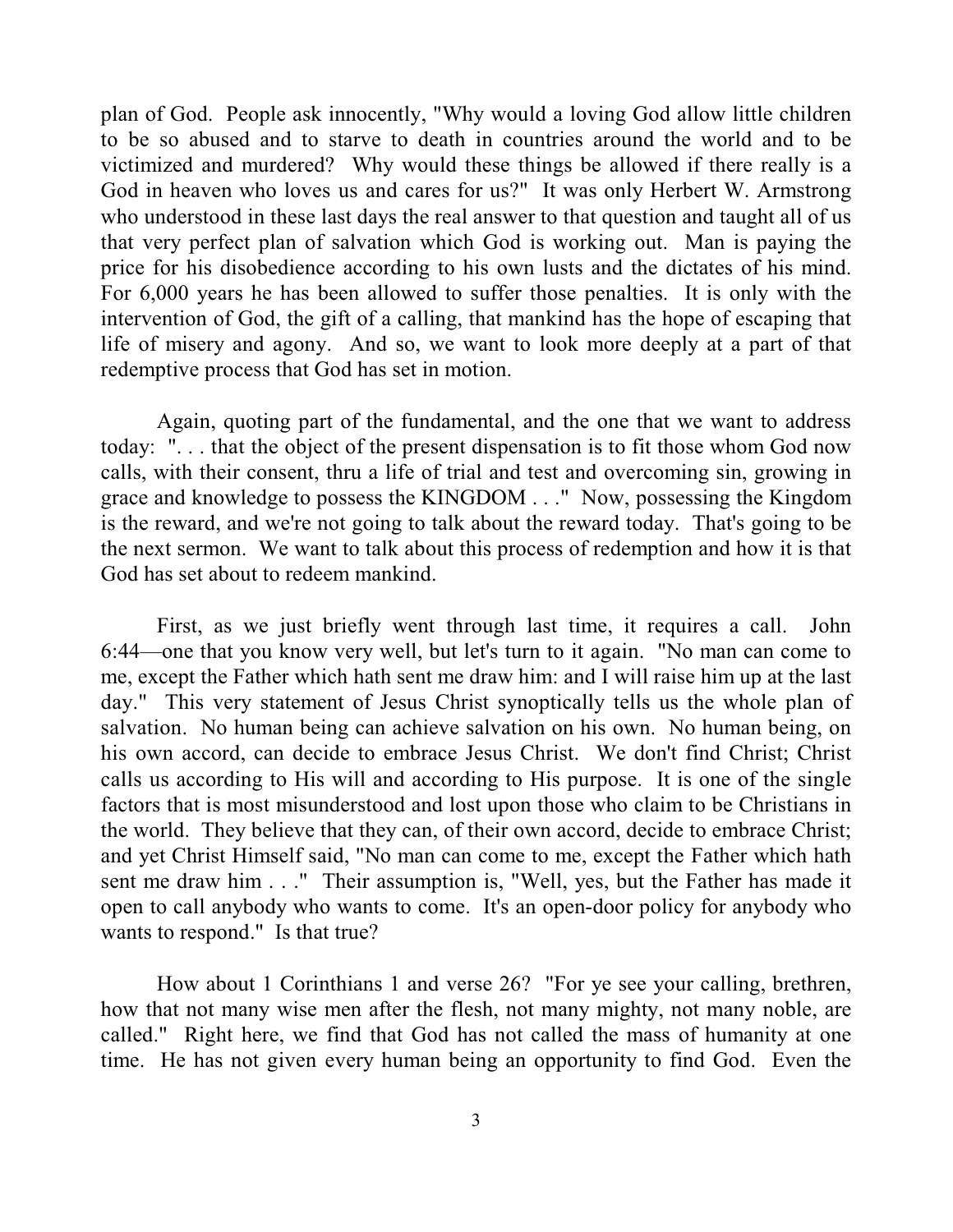plan of God. People ask innocently, "Why would a loving God allow little children to be so abused and to starve to death in countries around the world and to be victimized and murdered? Why would these things be allowed if there really is a God in heaven who loves us and cares for us?" It was only Herbert W. Armstrong who understood in these last days the real answer to that question and taught all of us that very perfect plan of salvation which God is working out. Man is paying the price for his disobedience according to his own lusts and the dictates of his mind. For 6,000 years he has been allowed to suffer those penalties. It is only with the intervention of God, the gift of a calling, that mankind has the hope of escaping that life of misery and agony. And so, we want to look more deeply at a part of that redemptive process that God has set in motion.

Again, quoting part of the fundamental, and the one that we want to address today: ". . . that the object of the present dispensation is to fit those whom God now calls, with their consent, thru a life of trial and test and overcoming sin, growing in grace and knowledge to possess the KINGDOM . . ." Now, possessing the Kingdom is the reward, and we're not going to talk about the reward today. That's going to be the next sermon. We want to talk about this process of redemption and how it is that God has set about to redeem mankind.

First, as we just briefly went through last time, it requires a call. John 6:44—one that you know very well, but let's turn to it again. "No man can come to me, except the Father which hath sent me draw him: and I will raise him up at the last day." This very statement of Jesus Christ synoptically tells us the whole plan of salvation. No human being can achieve salvation on his own. No human being, on his own accord, can decide to embrace Jesus Christ. We don't find Christ; Christ calls us according to His will and according to His purpose. It is one of the single factors that is most misunderstood and lost upon those who claim to be Christians in the world. They believe that they can, of their own accord, decide to embrace Christ; and yet Christ Himself said, "No man can come to me, except the Father which hath sent me draw him . . ." Their assumption is, "Well, yes, but the Father has made it open to call anybody who wants to come. It's an open-door policy for anybody who wants to respond." Is that true?

How about 1 Corinthians 1 and verse 26? "For ye see your calling, brethren, how that not many wise men after the flesh, not many mighty, not many noble, are called." Right here, we find that God has not called the mass of humanity at one time. He has not given every human being an opportunity to find God. Even the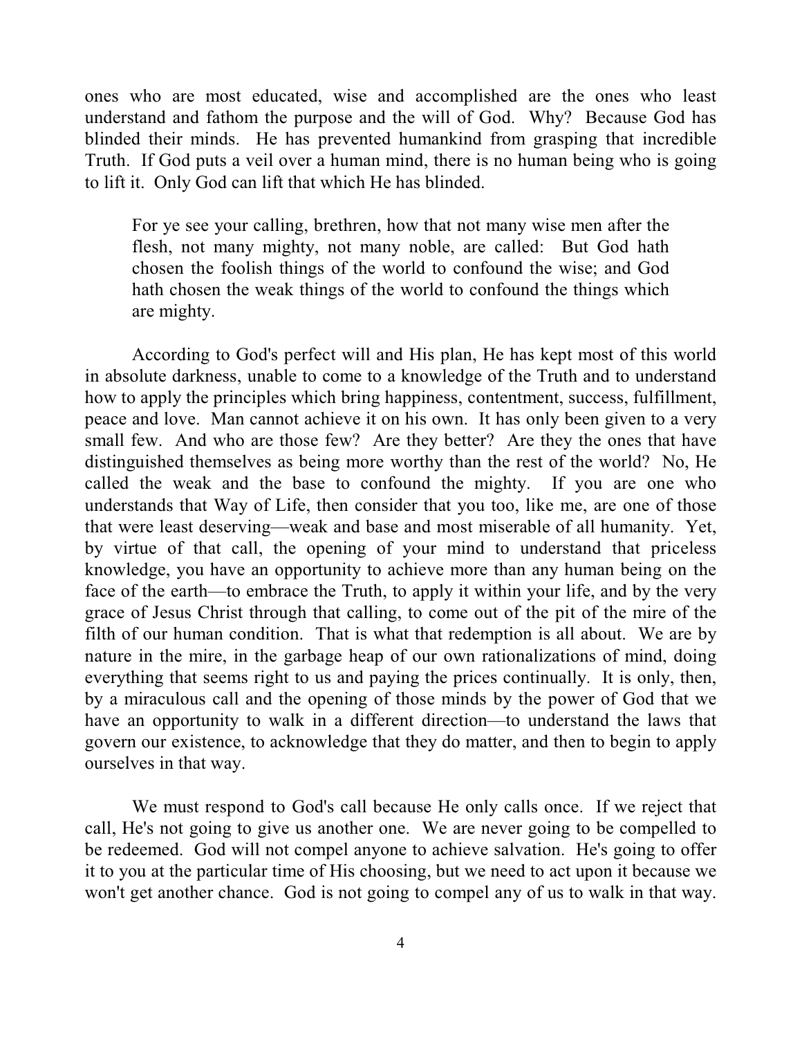ones who are most educated, wise and accomplished are the ones who least understand and fathom the purpose and the will of God. Why? Because God has blinded their minds. He has prevented humankind from grasping that incredible Truth. If God puts a veil over a human mind, there is no human being who is going to lift it. Only God can lift that which He has blinded.

> For ye see your calling, brethren, how that not many wise men after the flesh, not many mighty, not many noble, are called: But God hath chosen the foolish things of the world to confound the wise; and God hath chosen the weak things of the world to confound the things which are mighty.

According to God's perfect will and His plan, He has kept most of this world in absolute darkness, unable to come to a knowledge of the Truth and to understand how to apply the principles which bring happiness, contentment, success, fulfillment, peace and love. Man cannot achieve it on his own. It has only been given to a very small few. And who are those few? Are they better? Are they the ones that have distinguished themselves as being more worthy than the rest of the world? No, He called the weak and the base to confound the mighty. If you are one who understands that Way of Life, then consider that you too, like me, are one of those that were least deserving—weak and base and most miserable of all humanity. Yet, by virtue of that call, the opening of your mind to understand that priceless knowledge, you have an opportunity to achieve more than any human being on the face of the earth—to embrace the Truth, to apply it within your life, and by the very grace of Jesus Christ through that calling, to come out of the pit of the mire of the filth of our human condition. That is what that redemption is all about. We are by nature in the mire, in the garbage heap of our own rationalizations of mind, doing everything that seems right to us and paying the prices continually. It is only, then, by a miraculous call and the opening of those minds by the power of God that we have an opportunity to walk in a different direction—to understand the laws that govern our existence, to acknowledge that they do matter, and then to begin to apply ourselves in that way.

We must respond to God's call because He only calls once. If we reject that call, He's not going to give us another one. We are never going to be compelled to be redeemed. God will not compel anyone to achieve salvation. He's going to offer it to you at the particular time of His choosing, but we need to act upon it because we won't get another chance. God is not going to compel any of us to walk in that way.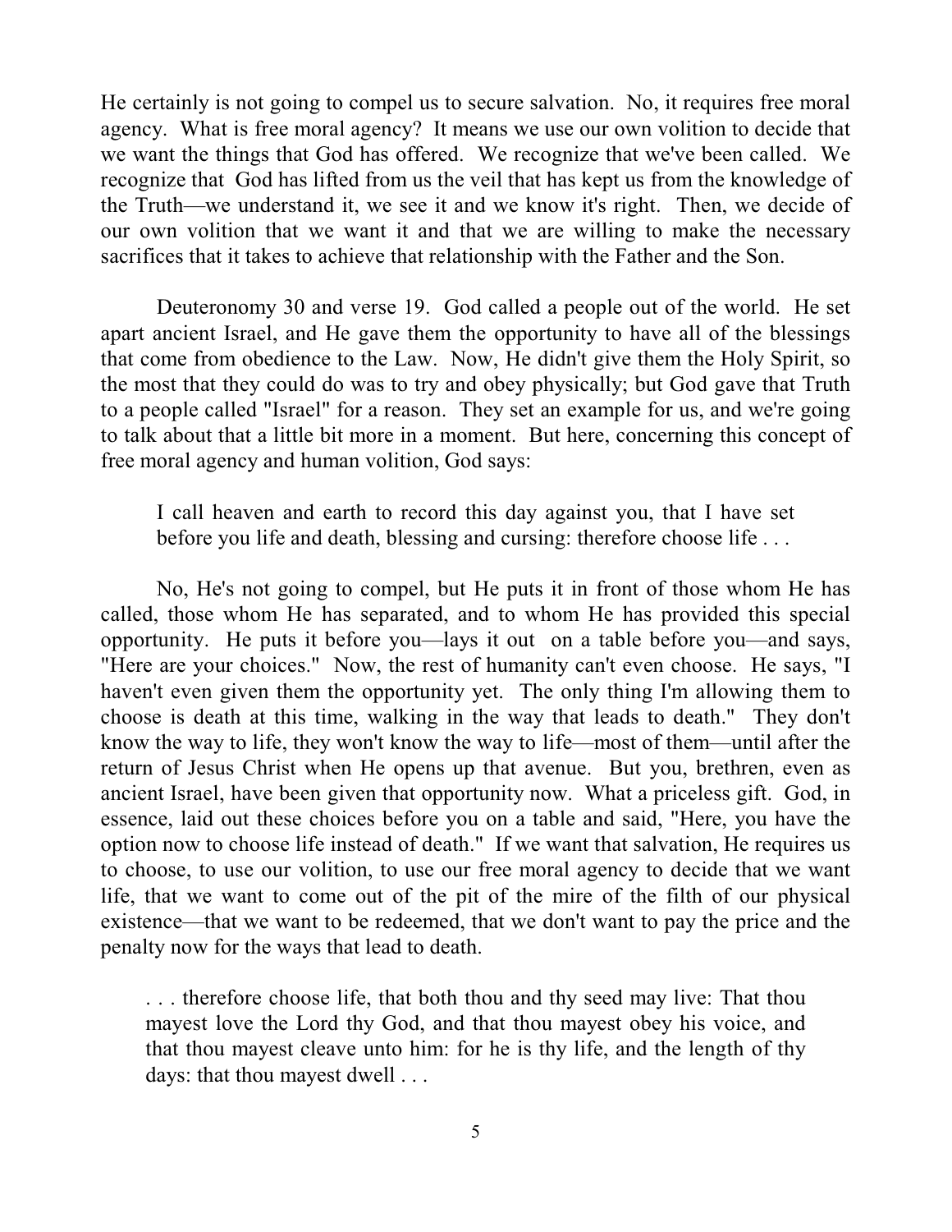He certainly is not going to compel us to secure salvation. No, it requires free moral agency. What is free moral agency? It means we use our own volition to decide that we want the things that God has offered. We recognize that we've been called. We recognize that God has lifted from us the veil that has kept us from the knowledge of the Truth—we understand it, we see it and we know it's right. Then, we decide of our own volition that we want it and that we are willing to make the necessary sacrifices that it takes to achieve that relationship with the Father and the Son.

Deuteronomy 30 and verse 19. God called a people out of the world. He set apart ancient Israel, and He gave them the opportunity to have all of the blessings that come from obedience to the Law. Now, He didn't give them the Holy Spirit, so the most that they could do was to try and obey physically; but God gave that Truth to a people called "Israel" for a reason. They set an example for us, and we're going to talk about that a little bit more in a moment. But here, concerning this concept of free moral agency and human volition, God says:

> I call heaven and earth to record this day against you, that I have set before you life and death, blessing and cursing: therefore choose life . . .

No, He's not going to compel, but He puts it in front of those whom He has called, those whom He has separated, and to whom He has provided this special opportunity. He puts it before you—lays it out on a table before you—and says, "Here are your choices." Now, the rest of humanity can't even choose. He says, "I haven't even given them the opportunity yet. The only thing I'm allowing them to choose is death at this time, walking in the way that leads to death." They don't know the way to life, they won't know the way to life—most of them—until after the return of Jesus Christ when He opens up that avenue. But you, brethren, even as ancient Israel, have been given that opportunity now. What a priceless gift. God, in essence, laid out these choices before you on a table and said, "Here, you have the option now to choose life instead of death." If we want that salvation, He requires us to choose, to use our volition, to use our free moral agency to decide that we want life, that we want to come out of the pit of the mire of the filth of our physical existence—that we want to be redeemed, that we don't want to pay the price and the penalty now for the ways that lead to death.

> . . . therefore choose life, that both thou and thy seed may live: That thou mayest love the Lord thy God, and that thou mayest obey his voice, and that thou mayest cleave unto him: for he is thy life, and the length of thy days: that thou mayest dwell . . .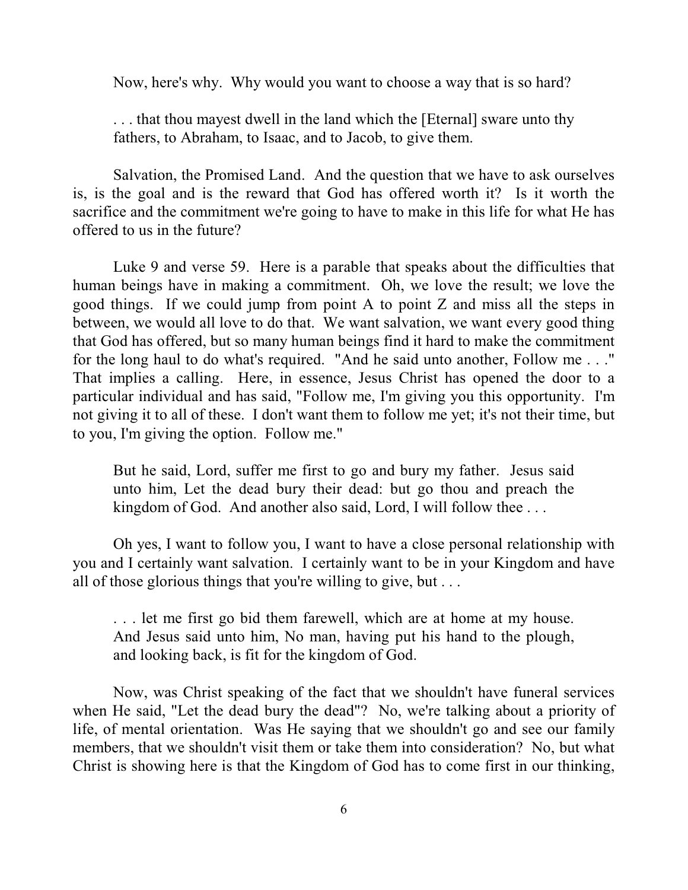Now, here's why. Why would you want to choose a way that is so hard?

> . . . that thou mayest dwell in the land which the [Eternal] sware unto thy fathers, to Abraham, to Isaac, and to Jacob, to give them.

Salvation, the Promised Land. And the question that we have to ask ourselves is, is the goal and is the reward that God has offered worth it? Is it worth the sacrifice and the commitment we're going to have to make in this life for what He has offered to us in the future?

Luke 9 and verse 59. Here is a parable that speaks about the difficulties that human beings have in making a commitment. Oh, we love the result; we love the good things. If we could jump from point A to point Z and miss all the steps in between, we would all love to do that. We want salvation, we want every good thing that God has offered, but so many human beings find it hard to make the commitment for the long haul to do what's required. "And he said unto another, Follow me . . ." That implies a calling. Here, in essence, Jesus Christ has opened the door to a particular individual and has said, "Follow me, I'm giving you this opportunity. I'm not giving it to all of these. I don't want them to follow me yet; it's not their time, but to you, I'm giving the option. Follow me."

> But he said, Lord, suffer me first to go and bury my father. Jesus said unto him, Let the dead bury their dead: but go thou and preach the kingdom of God. And another also said, Lord, I will follow thee . . .

Oh yes, I want to follow you, I want to have a close personal relationship with you and I certainly want salvation. I certainly want to be in your Kingdom and have all of those glorious things that you're willing to give, but . . .

> . . . let me first go bid them farewell, which are at home at my house. And Jesus said unto him, No man, having put his hand to the plough, and looking back, is fit for the kingdom of God.

Now, was Christ speaking of the fact that we shouldn't have funeral services when He said, "Let the dead bury the dead"? No, we're talking about a priority of life, of mental orientation. Was He saying that we shouldn't go and see our family members, that we shouldn't visit them or take them into consideration? No, but what Christ is showing here is that the Kingdom of God has to come first in our thinking,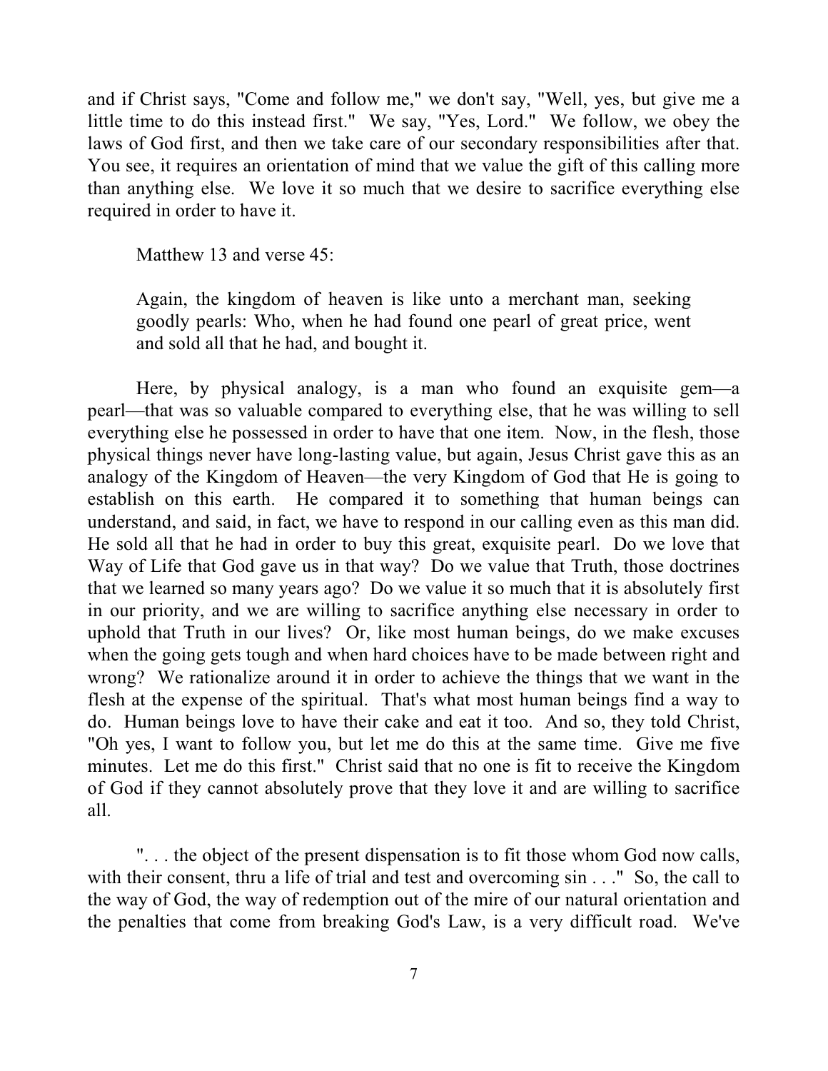and if Christ says, "Come and follow me," we don't say, "Well, yes, but give me a little time to do this instead first." We say, "Yes, Lord." We follow, we obey the laws of God first, and then we take care of our secondary responsibilities after that. You see, it requires an orientation of mind that we value the gift of this calling more than anything else. We love it so much that we desire to sacrifice everything else required in order to have it.

Matthew 13 and verse 45:

> Again, the kingdom of heaven is like unto a merchant man, seeking goodly pearls: Who, when he had found one pearl of great price, went and sold all that he had, and bought it.

Here, by physical analogy, is a man who found an exquisite gem—a pearl—that was so valuable compared to everything else, that he was willing to sell everything else he possessed in order to have that one item. Now, in the flesh, those physical things never have long-lasting value, but again, Jesus Christ gave this as an analogy of the Kingdom of Heaven—the very Kingdom of God that He is going to establish on this earth. He compared it to something that human beings can understand, and said, in fact, we have to respond in our calling even as this man did. He sold all that he had in order to buy this great, exquisite pearl. Do we love that Way of Life that God gave us in that way? Do we value that Truth, those doctrines that we learned so many years ago? Do we value it so much that it is absolutely first in our priority, and we are willing to sacrifice anything else necessary in order to uphold that Truth in our lives? Or, like most human beings, do we make excuses when the going gets tough and when hard choices have to be made between right and wrong? We rationalize around it in order to achieve the things that we want in the flesh at the expense of the spiritual. That's what most human beings find a way to do. Human beings love to have their cake and eat it too. And so, they told Christ, "Oh yes, I want to follow you, but let me do this at the same time. Give me five minutes. Let me do this first." Christ said that no one is fit to receive the Kingdom of God if they cannot absolutely prove that they love it and are willing to sacrifice all.

". . . the object of the present dispensation is to fit those whom God now calls, with their consent, thru a life of trial and test and overcoming sin . . ." So, the call to the way of God, the way of redemption out of the mire of our natural orientation and the penalties that come from breaking God's Law, is a very difficult road. We've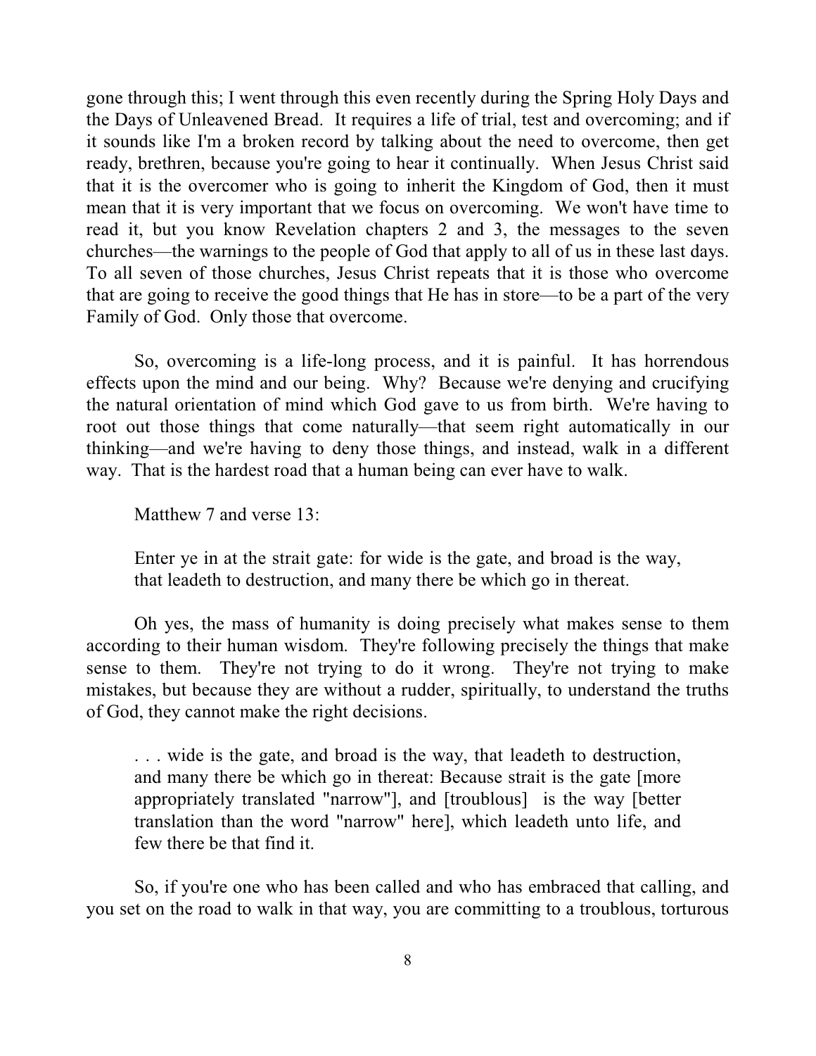gone through this; I went through this even recently during the Spring Holy Days and the Days of Unleavened Bread. It requires a life of trial, test and overcoming; and if it sounds like I'm a broken record by talking about the need to overcome, then get ready, brethren, because you're going to hear it continually. When Jesus Christ said that it is the overcomer who is going to inherit the Kingdom of God, then it must mean that it is very important that we focus on overcoming. We won't have time to read it, but you know Revelation chapters 2 and 3, the messages to the seven churches—the warnings to the people of God that apply to all of us in these last days. To all seven of those churches, Jesus Christ repeats that it is those who overcome that are going to receive the good things that He has in store—to be a part of the very Family of God. Only those that overcome.

So, overcoming is a life-long process, and it is painful. It has horrendous effects upon the mind and our being. Why? Because we're denying and crucifying the natural orientation of mind which God gave to us from birth. We're having to root out those things that come naturally—that seem right automatically in our thinking—and we're having to deny those things, and instead, walk in a different way. That is the hardest road that a human being can ever have to walk.

Matthew 7 and verse 13:

> Enter ye in at the strait gate: for wide is the gate, and broad is the way, that leadeth to destruction, and many there be which go in thereat.

Oh yes, the mass of humanity is doing precisely what makes sense to them according to their human wisdom. They're following precisely the things that make sense to them. They're not trying to do it wrong. They're not trying to make mistakes, but because they are without a rudder, spiritually, to understand the truths of God, they cannot make the right decisions.

> . . . wide is the gate, and broad is the way, that leadeth to destruction, and many there be which go in thereat: Because strait is the gate [more appropriately translated "narrow"], and [troublous] is the way [better translation than the word "narrow" here], which leadeth unto life, and few there be that find it.

So, if you're one who has been called and who has embraced that calling, and you set on the road to walk in that way, you are committing to a troublous, torturous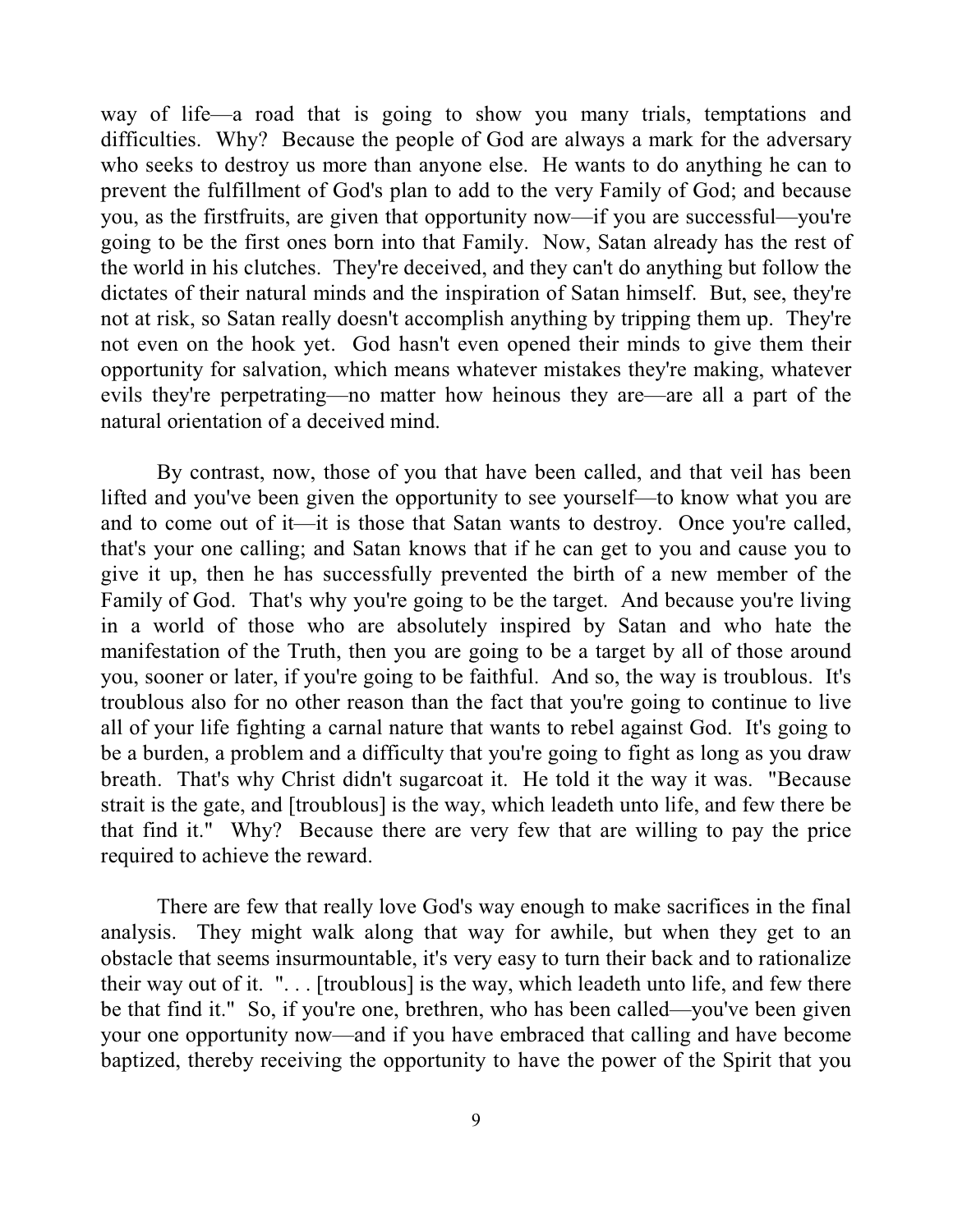way of life—a road that is going to show you many trials, temptations and difficulties. Why? Because the people of God are always a mark for the adversary who seeks to destroy us more than anyone else. He wants to do anything he can to prevent the fulfillment of God's plan to add to the very Family of God; and because you, as the firstfruits, are given that opportunity now—if you are successful—you're going to be the first ones born into that Family. Now, Satan already has the rest of the world in his clutches. They're deceived, and they can't do anything but follow the dictates of their natural minds and the inspiration of Satan himself. But, see, they're not at risk, so Satan really doesn't accomplish anything by tripping them up. They're not even on the hook yet. God hasn't even opened their minds to give them their opportunity for salvation, which means whatever mistakes they're making, whatever evils they're perpetrating—no matter how heinous they are—are all a part of the natural orientation of a deceived mind.

By contrast, now, those of you that have been called, and that veil has been lifted and you've been given the opportunity to see yourself—to know what you are and to come out of it—it is those that Satan wants to destroy. Once you're called, that's your one calling; and Satan knows that if he can get to you and cause you to give it up, then he has successfully prevented the birth of a new member of the Family of God. That's why you're going to be the target. And because you're living in a world of those who are absolutely inspired by Satan and who hate the manifestation of the Truth, then you are going to be a target by all of those around you, sooner or later, if you're going to be faithful. And so, the way is troublous. It's troublous also for no other reason than the fact that you're going to continue to live all of your life fighting a carnal nature that wants to rebel against God. It's going to be a burden, a problem and a difficulty that you're going to fight as long as you draw breath. That's why Christ didn't sugarcoat it. He told it the way it was. "Because strait is the gate, and [troublous] is the way, which leadeth unto life, and few there be that find it." Why? Because there are very few that are willing to pay the price required to achieve the reward.

There are few that really love God's way enough to make sacrifices in the final analysis. They might walk along that way for awhile, but when they get to an obstacle that seems insurmountable, it's very easy to turn their back and to rationalize their way out of it. ". . . [troublous] is the way, which leadeth unto life, and few there be that find it." So, if you're one, brethren, who has been called—you've been given your one opportunity now—and if you have embraced that calling and have become baptized, thereby receiving the opportunity to have the power of the Spirit that you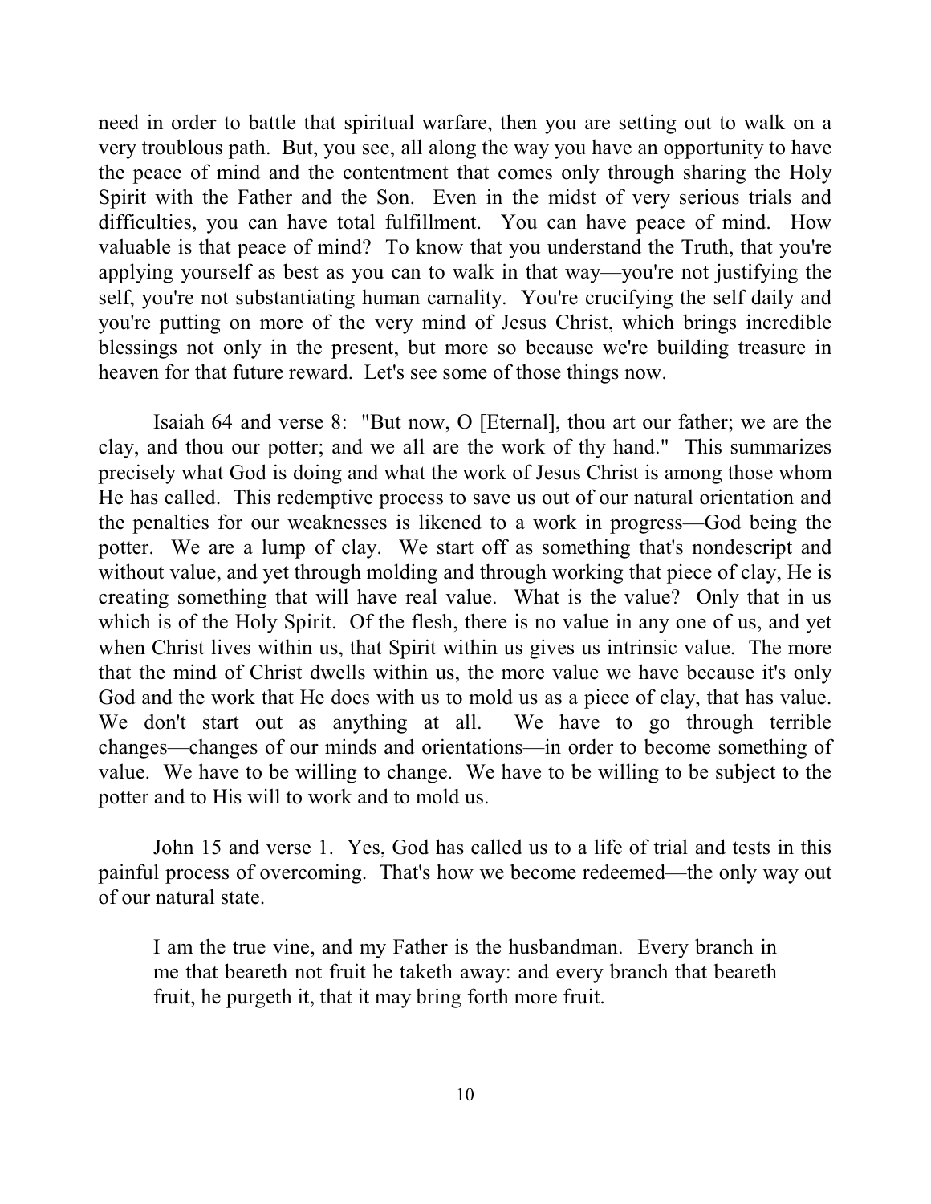need in order to battle that spiritual warfare, then you are setting out to walk on a very troublous path. But, you see, all along the way you have an opportunity to have the peace of mind and the contentment that comes only through sharing the Holy Spirit with the Father and the Son. Even in the midst of very serious trials and difficulties, you can have total fulfillment. You can have peace of mind. How valuable is that peace of mind? To know that you understand the Truth, that you're applying yourself as best as you can to walk in that way—you're not justifying the self, you're not substantiating human carnality. You're crucifying the self daily and you're putting on more of the very mind of Jesus Christ, which brings incredible blessings not only in the present, but more so because we're building treasure in heaven for that future reward. Let's see some of those things now.

Isaiah 64 and verse 8: "But now, O [Eternal], thou art our father; we are the clay, and thou our potter; and we all are the work of thy hand." This summarizes precisely what God is doing and what the work of Jesus Christ is among those whom He has called. This redemptive process to save us out of our natural orientation and the penalties for our weaknesses is likened to a work in progress—God being the potter. We are a lump of clay. We start off as something that's nondescript and without value, and yet through molding and through working that piece of clay, He is creating something that will have real value. What is the value? Only that in us which is of the Holy Spirit. Of the flesh, there is no value in any one of us, and yet when Christ lives within us, that Spirit within us gives us intrinsic value. The more that the mind of Christ dwells within us, the more value we have because it's only God and the work that He does with us to mold us as a piece of clay, that has value. We don't start out as anything at all. We have to go through terrible changes—changes of our minds and orientations—in order to become something of value. We have to be willing to change. We have to be willing to be subject to the potter and to His will to work and to mold us.

John 15 and verse 1. Yes, God has called us to a life of trial and tests in this painful process of overcoming. That's how we become redeemed—the only way out of our natural state.

> I am the true vine, and my Father is the husbandman. Every branch in me that beareth not fruit he taketh away: and every branch that beareth fruit, he purgeth it, that it may bring forth more fruit.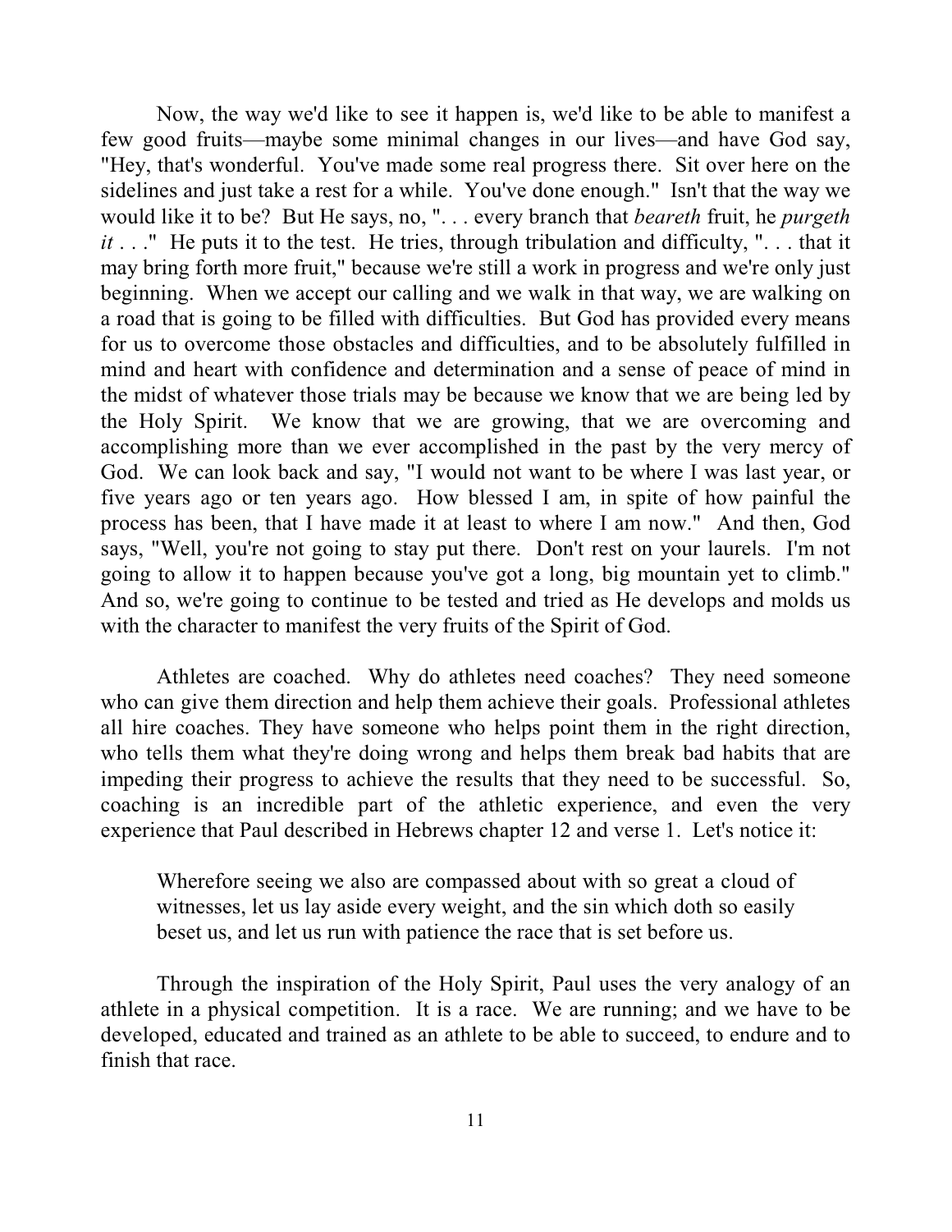Now, the way we'd like to see it happen is, we'd like to be able to manifest a few good fruits—maybe some minimal changes in our lives—and have God say, "Hey, that's wonderful. You've made some real progress there. Sit over here on the sidelines and just take a rest for a while. You've done enough." Isn't that the way we would like it to be? But He says, no, ". . . every branch that *beareth* fruit, he *purgeth it* . . ." He puts it to the test. He tries, through tribulation and difficulty, ". . . that it may bring forth more fruit," because we're still a work in progress and we're only just beginning. When we accept our calling and we walk in that way, we are walking on a road that is going to be filled with difficulties. But God has provided every means for us to overcome those obstacles and difficulties, and to be absolutely fulfilled in mind and heart with confidence and determination and a sense of peace of mind in the midst of whatever those trials may be because we know that we are being led by the Holy Spirit. We know that we are growing, that we are overcoming and accomplishing more than we ever accomplished in the past by the very mercy of God. We can look back and say, "I would not want to be where I was last year, or five years ago or ten years ago. How blessed I am, in spite of how painful the process has been, that I have made it at least to where I am now." And then, God says, "Well, you're not going to stay put there. Don't rest on your laurels. I'm not going to allow it to happen because you've got a long, big mountain yet to climb." And so, we're going to continue to be tested and tried as He develops and molds us with the character to manifest the very fruits of the Spirit of God.

Athletes are coached. Why do athletes need coaches? They need someone who can give them direction and help them achieve their goals. Professional athletes all hire coaches. They have someone who helps point them in the right direction, who tells them what they're doing wrong and helps them break bad habits that are impeding their progress to achieve the results that they need to be successful. So, coaching is an incredible part of the athletic experience, and even the very experience that Paul described in Hebrews chapter 12 and verse 1. Let's notice it:

> Wherefore seeing we also are compassed about with so great a cloud of witnesses, let us lay aside every weight, and the sin which doth so easily beset us, and let us run with patience the race that is set before us.

Through the inspiration of the Holy Spirit, Paul uses the very analogy of an athlete in a physical competition. It is a race. We are running; and we have to be developed, educated and trained as an athlete to be able to succeed, to endure and to finish that race.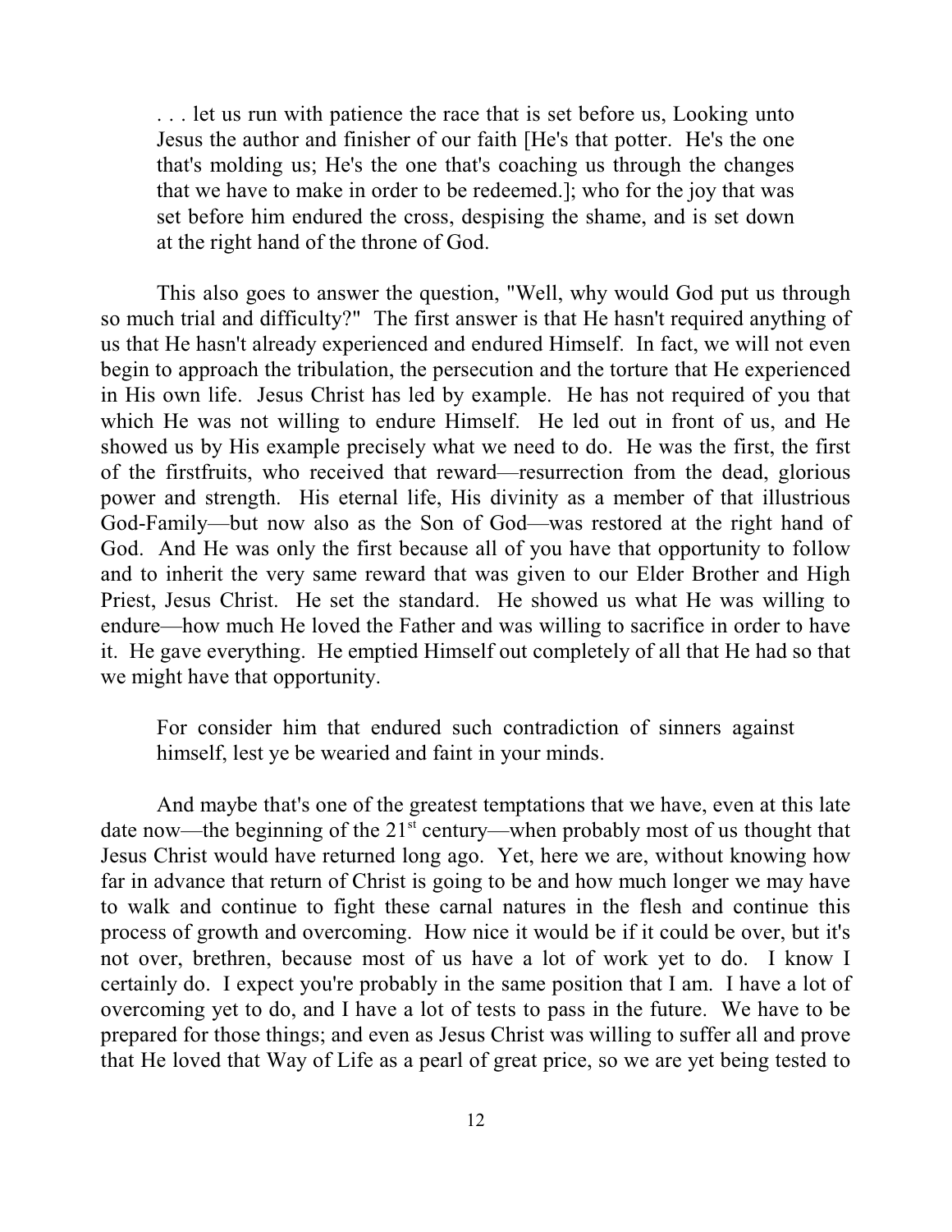> . . . let us run with patience the race that is set before us, Looking unto Jesus the author and finisher of our faith [He's that potter. He's the one that's molding us; He's the one that's coaching us through the changes that we have to make in order to be redeemed.]; who for the joy that was set before him endured the cross, despising the shame, and is set down at the right hand of the throne of God.

This also goes to answer the question, "Well, why would God put us through so much trial and difficulty?" The first answer is that He hasn't required anything of us that He hasn't already experienced and endured Himself. In fact, we will not even begin to approach the tribulation, the persecution and the torture that He experienced in His own life. Jesus Christ has led by example. He has not required of you that which He was not willing to endure Himself. He led out in front of us, and He showed us by His example precisely what we need to do. He was the first, the first of the firstfruits, who received that reward—resurrection from the dead, glorious power and strength. His eternal life, His divinity as a member of that illustrious God-Family—but now also as the Son of God—was restored at the right hand of God. And He was only the first because all of you have that opportunity to follow and to inherit the very same reward that was given to our Elder Brother and High Priest, Jesus Christ. He set the standard. He showed us what He was willing to endure—how much He loved the Father and was willing to sacrifice in order to have it. He gave everything. He emptied Himself out completely of all that He had so that we might have that opportunity.

> For consider him that endured such contradiction of sinners against himself, lest ye be wearied and faint in your minds.

And maybe that's one of the greatest temptations that we have, even at this late date now—the beginning of the 21st century—when probably most of us thought that Jesus Christ would have returned long ago. Yet, here we are, without knowing how far in advance that return of Christ is going to be and how much longer we may have to walk and continue to fight these carnal natures in the flesh and continue this process of growth and overcoming. How nice it would be if it could be over, but it's not over, brethren, because most of us have a lot of work yet to do. I know I certainly do. I expect you're probably in the same position that I am. I have a lot of overcoming yet to do, and I have a lot of tests to pass in the future. We have to be prepared for those things; and even as Jesus Christ was willing to suffer all and prove that He loved that Way of Life as a pearl of great price, so we are yet being tested to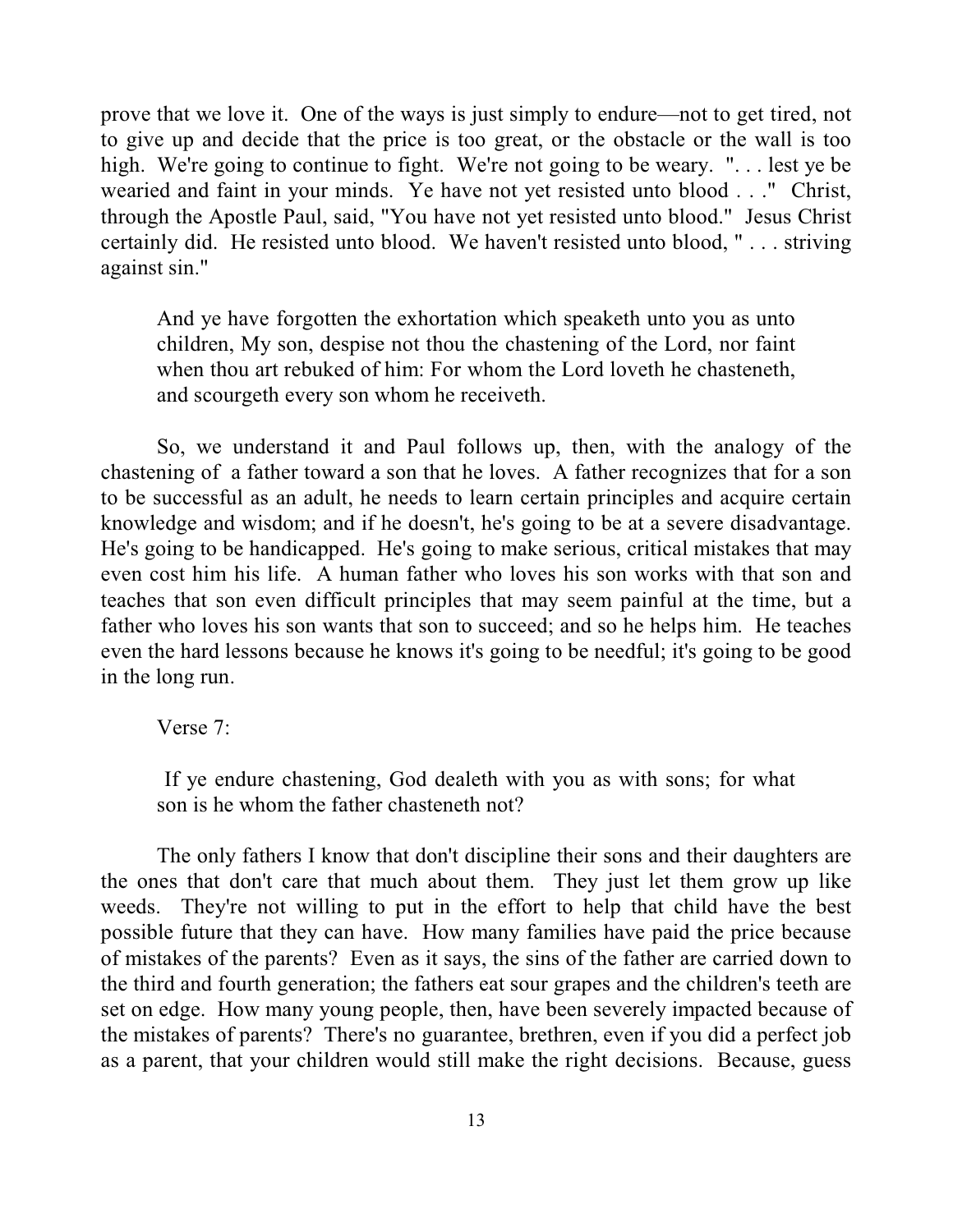prove that we love it. One of the ways is just simply to endure—not to get tired, not to give up and decide that the price is too great, or the obstacle or the wall is too high. We're going to continue to fight. We're not going to be weary. ". . . lest ye be wearied and faint in your minds. Ye have not yet resisted unto blood . . ." Christ, through the Apostle Paul, said, "You have not yet resisted unto blood." Jesus Christ certainly did. He resisted unto blood. We haven't resisted unto blood, " . . . striving against sin."

> And ye have forgotten the exhortation which speaketh unto you as unto children, My son, despise not thou the chastening of the Lord, nor faint when thou art rebuked of him: For whom the Lord loveth he chasteneth, and scourgeth every son whom he receiveth.

So, we understand it and Paul follows up, then, with the analogy of the chastening of a father toward a son that he loves. A father recognizes that for a son to be successful as an adult, he needs to learn certain principles and acquire certain knowledge and wisdom; and if he doesn't, he's going to be at a severe disadvantage. He's going to be handicapped. He's going to make serious, critical mistakes that may even cost him his life. A human father who loves his son works with that son and teaches that son even difficult principles that may seem painful at the time, but a father who loves his son wants that son to succeed; and so he helps him. He teaches even the hard lessons because he knows it's going to be needful; it's going to be good in the long run.

Verse 7:

> If ye endure chastening, God dealeth with you as with sons; for what son is he whom the father chasteneth not?

The only fathers I know that don't discipline their sons and their daughters are the ones that don't care that much about them. They just let them grow up like weeds. They're not willing to put in the effort to help that child have the best possible future that they can have. How many families have paid the price because of mistakes of the parents? Even as it says, the sins of the father are carried down to the third and fourth generation; the fathers eat sour grapes and the children's teeth are set on edge. How many young people, then, have been severely impacted because of the mistakes of parents? There's no guarantee, brethren, even if you did a perfect job as a parent, that your children would still make the right decisions. Because, guess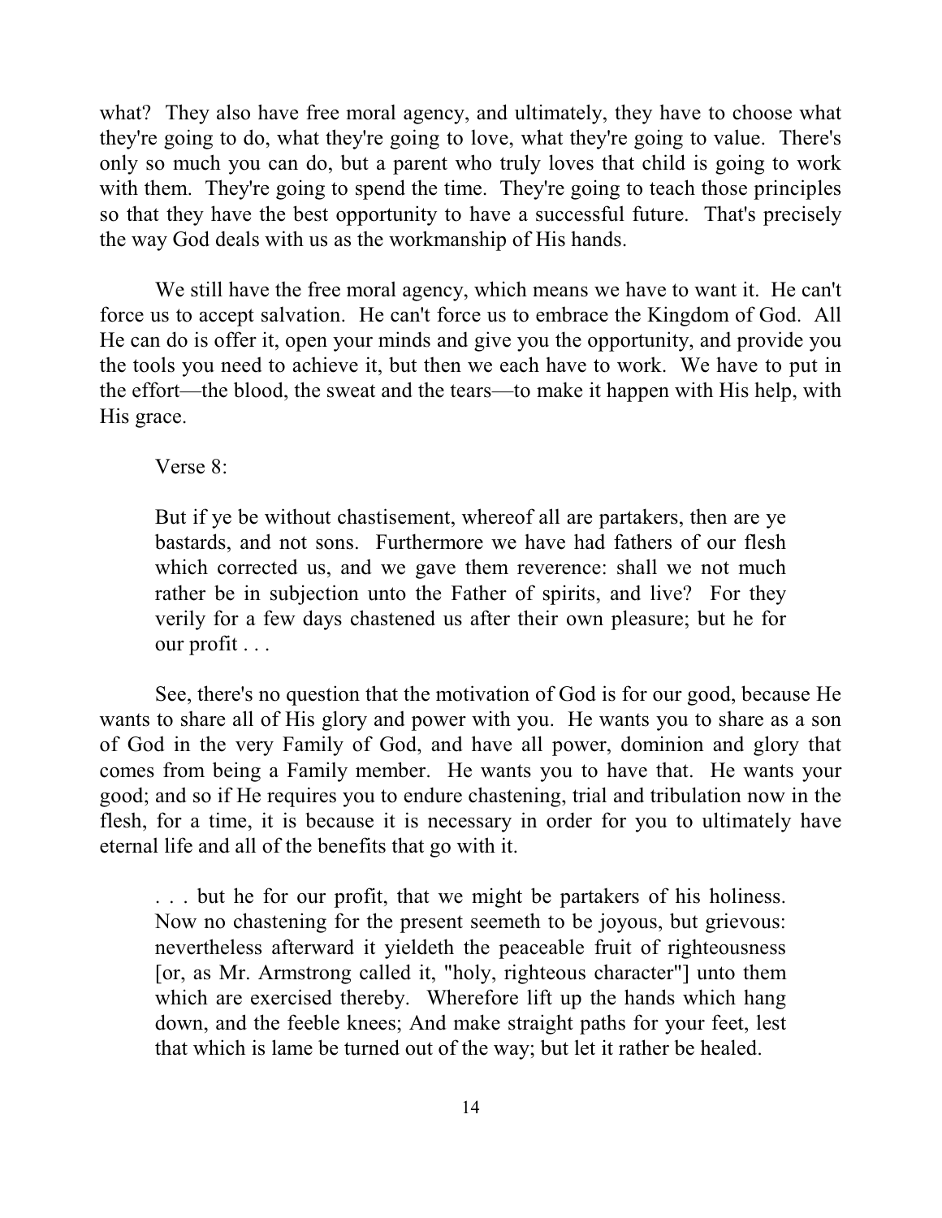what? They also have free moral agency, and ultimately, they have to choose what they're going to do, what they're going to love, what they're going to value. There's only so much you can do, but a parent who truly loves that child is going to work with them. They're going to spend the time. They're going to teach those principles so that they have the best opportunity to have a successful future. That's precisely the way God deals with us as the workmanship of His hands.

We still have the free moral agency, which means we have to want it. He can't force us to accept salvation. He can't force us to embrace the Kingdom of God. All He can do is offer it, open your minds and give you the opportunity, and provide you the tools you need to achieve it, but then we each have to work. We have to put in the effort—the blood, the sweat and the tears—to make it happen with His help, with His grace.

Verse 8:

> But if ye be without chastisement, whereof all are partakers, then are ye bastards, and not sons. Furthermore we have had fathers of our flesh which corrected us, and we gave them reverence: shall we not much rather be in subjection unto the Father of spirits, and live? For they verily for a few days chastened us after their own pleasure; but he for our profit . . .

See, there's no question that the motivation of God is for our good, because He wants to share all of His glory and power with you. He wants you to share as a son of God in the very Family of God, and have all power, dominion and glory that comes from being a Family member. He wants you to have that. He wants your good; and so if He requires you to endure chastening, trial and tribulation now in the flesh, for a time, it is because it is necessary in order for you to ultimately have eternal life and all of the benefits that go with it.

> . . . but he for our profit, that we might be partakers of his holiness. Now no chastening for the present seemeth to be joyous, but grievous: nevertheless afterward it yieldeth the peaceable fruit of righteousness [or, as Mr. Armstrong called it, "holy, righteous character"] unto them which are exercised thereby. Wherefore lift up the hands which hang down, and the feeble knees; And make straight paths for your feet, lest that which is lame be turned out of the way; but let it rather be healed.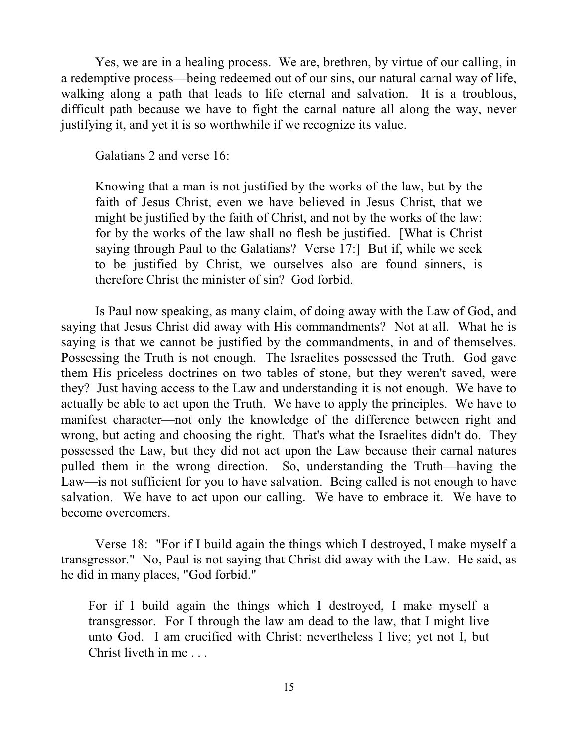Yes, we are in a healing process. We are, brethren, by virtue of our calling, in a redemptive process—being redeemed out of our sins, our natural carnal way of life, walking along a path that leads to life eternal and salvation. It is a troublous, difficult path because we have to fight the carnal nature all along the way, never justifying it, and yet it is so worthwhile if we recognize its value.

Galatians 2 and verse 16:

> Knowing that a man is not justified by the works of the law, but by the faith of Jesus Christ, even we have believed in Jesus Christ, that we might be justified by the faith of Christ, and not by the works of the law: for by the works of the law shall no flesh be justified. [What is Christ saying through Paul to the Galatians? Verse 17:] But if, while we seek to be justified by Christ, we ourselves also are found sinners, is therefore Christ the minister of sin? God forbid.

Is Paul now speaking, as many claim, of doing away with the Law of God, and saying that Jesus Christ did away with His commandments? Not at all. What he is saying is that we cannot be justified by the commandments, in and of themselves. Possessing the Truth is not enough. The Israelites possessed the Truth. God gave them His priceless doctrines on two tables of stone, but they weren't saved, were they? Just having access to the Law and understanding it is not enough. We have to actually be able to act upon the Truth. We have to apply the principles. We have to manifest character—not only the knowledge of the difference between right and wrong, but acting and choosing the right. That's what the Israelites didn't do. They possessed the Law, but they did not act upon the Law because their carnal natures pulled them in the wrong direction. So, understanding the Truth—having the Law—is not sufficient for you to have salvation. Being called is not enough to have salvation. We have to act upon our calling. We have to embrace it. We have to become overcomers.

Verse 18: "For if I build again the things which I destroyed, I make myself a transgressor." No, Paul is not saying that Christ did away with the Law. He said, as he did in many places, "God forbid."

> For if I build again the things which I destroyed, I make myself a transgressor. For I through the law am dead to the law, that I might live unto God. I am crucified with Christ: nevertheless I live; yet not I, but Christ liveth in me . . .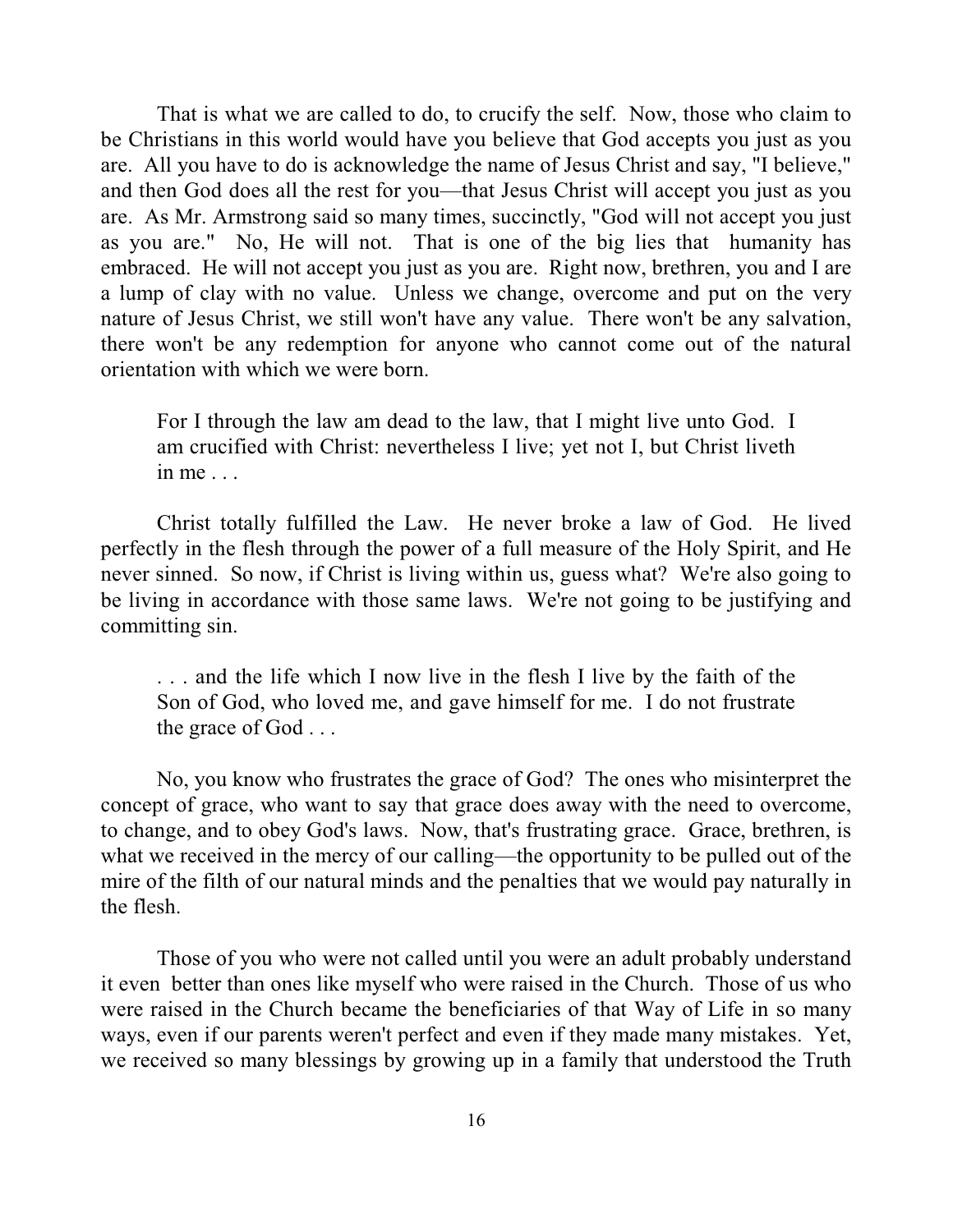That is what we are called to do, to crucify the self. Now, those who claim to be Christians in this world would have you believe that God accepts you just as you are. All you have to do is acknowledge the name of Jesus Christ and say, "I believe," and then God does all the rest for you—that Jesus Christ will accept you just as you are. As Mr. Armstrong said so many times, succinctly, "God will not accept you just as you are." No, He will not. That is one of the big lies that humanity has embraced. He will not accept you just as you are. Right now, brethren, you and I are a lump of clay with no value. Unless we change, overcome and put on the very nature of Jesus Christ, we still won't have any value. There won't be any salvation, there won't be any redemption for anyone who cannot come out of the natural orientation with which we were born.

> For I through the law am dead to the law, that I might live unto God. I am crucified with Christ: nevertheless I live; yet not I, but Christ liveth in me . . .

Christ totally fulfilled the Law. He never broke a law of God. He lived perfectly in the flesh through the power of a full measure of the Holy Spirit, and He never sinned. So now, if Christ is living within us, guess what? We're also going to be living in accordance with those same laws. We're not going to be justifying and committing sin.

> . . . and the life which I now live in the flesh I live by the faith of the Son of God, who loved me, and gave himself for me. I do not frustrate the grace of God . . .

No, you know who frustrates the grace of God? The ones who misinterpret the concept of grace, who want to say that grace does away with the need to overcome, to change, and to obey God's laws. Now, that's frustrating grace. Grace, brethren, is what we received in the mercy of our calling—the opportunity to be pulled out of the mire of the filth of our natural minds and the penalties that we would pay naturally in the flesh.

Those of you who were not called until you were an adult probably understand it even better than ones like myself who were raised in the Church. Those of us who were raised in the Church became the beneficiaries of that Way of Life in so many ways, even if our parents weren't perfect and even if they made many mistakes. Yet, we received so many blessings by growing up in a family that understood the Truth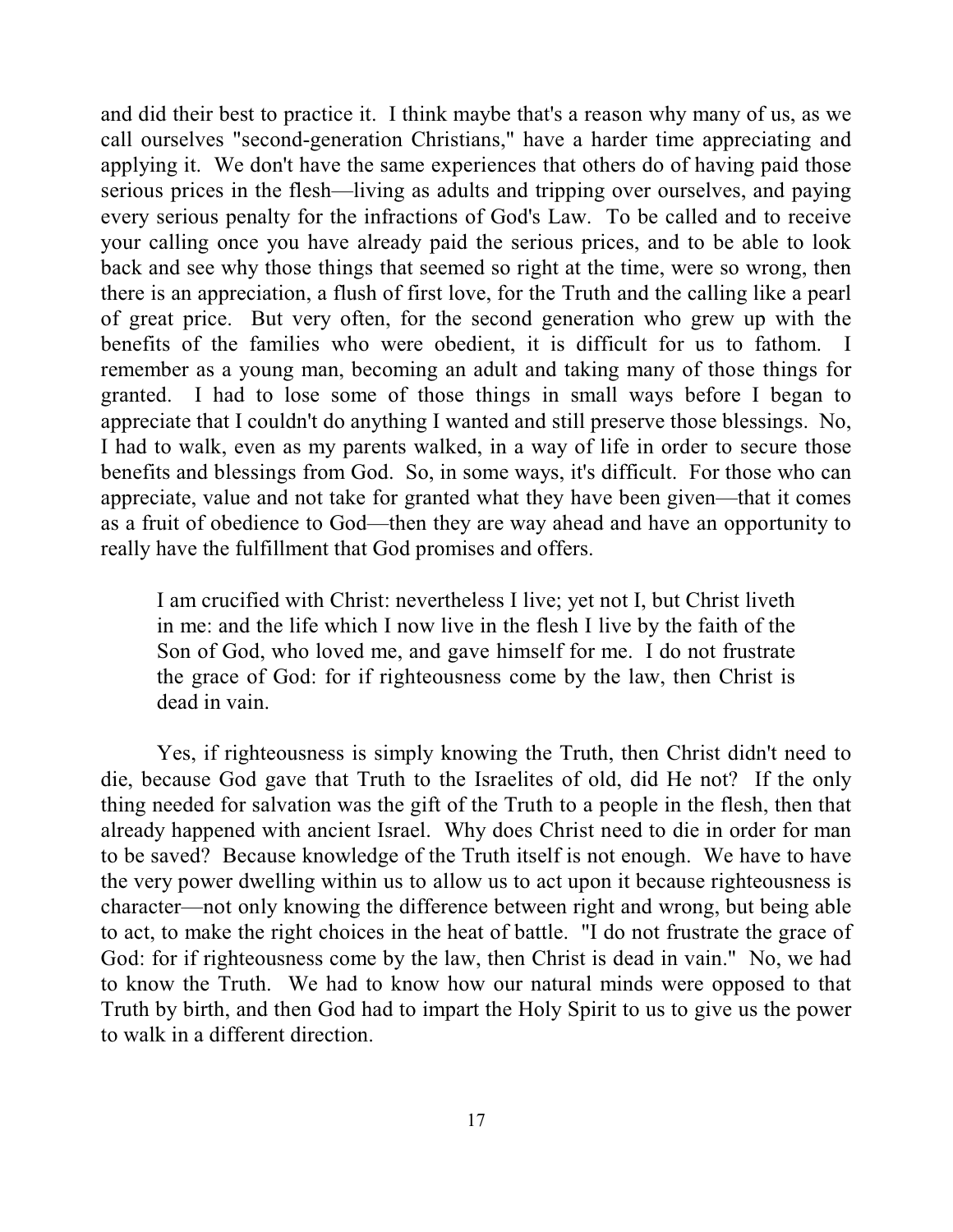and did their best to practice it. I think maybe that's a reason why many of us, as we call ourselves "second-generation Christians," have a harder time appreciating and applying it. We don't have the same experiences that others do of having paid those serious prices in the flesh—living as adults and tripping over ourselves, and paying every serious penalty for the infractions of God's Law. To be called and to receive your calling once you have already paid the serious prices, and to be able to look back and see why those things that seemed so right at the time, were so wrong, then there is an appreciation, a flush of first love, for the Truth and the calling like a pearl of great price. But very often, for the second generation who grew up with the benefits of the families who were obedient, it is difficult for us to fathom. I remember as a young man, becoming an adult and taking many of those things for granted. I had to lose some of those things in small ways before I began to appreciate that I couldn't do anything I wanted and still preserve those blessings. No, I had to walk, even as my parents walked, in a way of life in order to secure those benefits and blessings from God. So, in some ways, it's difficult. For those who can appreciate, value and not take for granted what they have been given—that it comes as a fruit of obedience to God—then they are way ahead and have an opportunity to really have the fulfillment that God promises and offers.

> I am crucified with Christ: nevertheless I live; yet not I, but Christ liveth in me: and the life which I now live in the flesh I live by the faith of the Son of God, who loved me, and gave himself for me. I do not frustrate the grace of God: for if righteousness come by the law, then Christ is dead in vain.

Yes, if righteousness is simply knowing the Truth, then Christ didn't need to die, because God gave that Truth to the Israelites of old, did He not? If the only thing needed for salvation was the gift of the Truth to a people in the flesh, then that already happened with ancient Israel. Why does Christ need to die in order for man to be saved? Because knowledge of the Truth itself is not enough. We have to have the very power dwelling within us to allow us to act upon it because righteousness is character—not only knowing the difference between right and wrong, but being able to act, to make the right choices in the heat of battle. "I do not frustrate the grace of God: for if righteousness come by the law, then Christ is dead in vain." No, we had to know the Truth. We had to know how our natural minds were opposed to that Truth by birth, and then God had to impart the Holy Spirit to us to give us the power to walk in a different direction.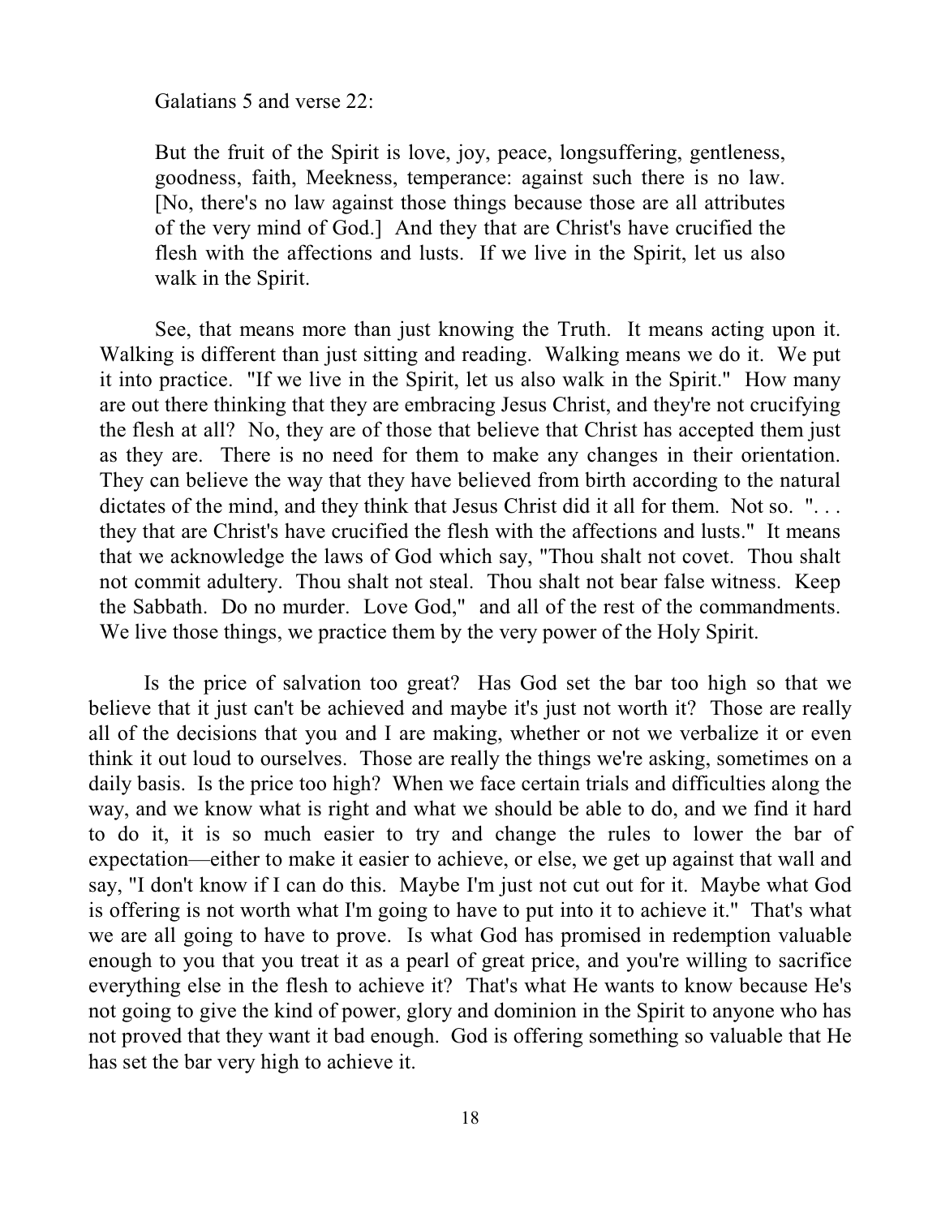Galatians 5 and verse 22:

> But the fruit of the Spirit is love, joy, peace, longsuffering, gentleness, goodness, faith, Meekness, temperance: against such there is no law. [No, there's no law against those things because those are all attributes of the very mind of God.] And they that are Christ's have crucified the flesh with the affections and lusts. If we live in the Spirit, let us also walk in the Spirit.

See, that means more than just knowing the Truth. It means acting upon it. Walking is different than just sitting and reading. Walking means we do it. We put it into practice. "If we live in the Spirit, let us also walk in the Spirit." How many are out there thinking that they are embracing Jesus Christ, and they're not crucifying the flesh at all? No, they are of those that believe that Christ has accepted them just as they are. There is no need for them to make any changes in their orientation. They can believe the way that they have believed from birth according to the natural dictates of the mind, and they think that Jesus Christ did it all for them. Not so. ". . . they that are Christ's have crucified the flesh with the affections and lusts." It means that we acknowledge the laws of God which say, "Thou shalt not covet. Thou shalt not commit adultery. Thou shalt not steal. Thou shalt not bear false witness. Keep the Sabbath. Do no murder. Love God," and all of the rest of the commandments. We live those things, we practice them by the very power of the Holy Spirit.

Is the price of salvation too great? Has God set the bar too high so that we believe that it just can't be achieved and maybe it's just not worth it? Those are really all of the decisions that you and I are making, whether or not we verbalize it or even think it out loud to ourselves. Those are really the things we're asking, sometimes on a daily basis. Is the price too high? When we face certain trials and difficulties along the way, and we know what is right and what we should be able to do, and we find it hard to do it, it is so much easier to try and change the rules to lower the bar of expectation—either to make it easier to achieve, or else, we get up against that wall and say, "I don't know if I can do this. Maybe I'm just not cut out for it. Maybe what God is offering is not worth what I'm going to have to put into it to achieve it." That's what we are all going to have to prove. Is what God has promised in redemption valuable enough to you that you treat it as a pearl of great price, and you're willing to sacrifice everything else in the flesh to achieve it? That's what He wants to know because He's not going to give the kind of power, glory and dominion in the Spirit to anyone who has not proved that they want it bad enough. God is offering something so valuable that He has set the bar very high to achieve it.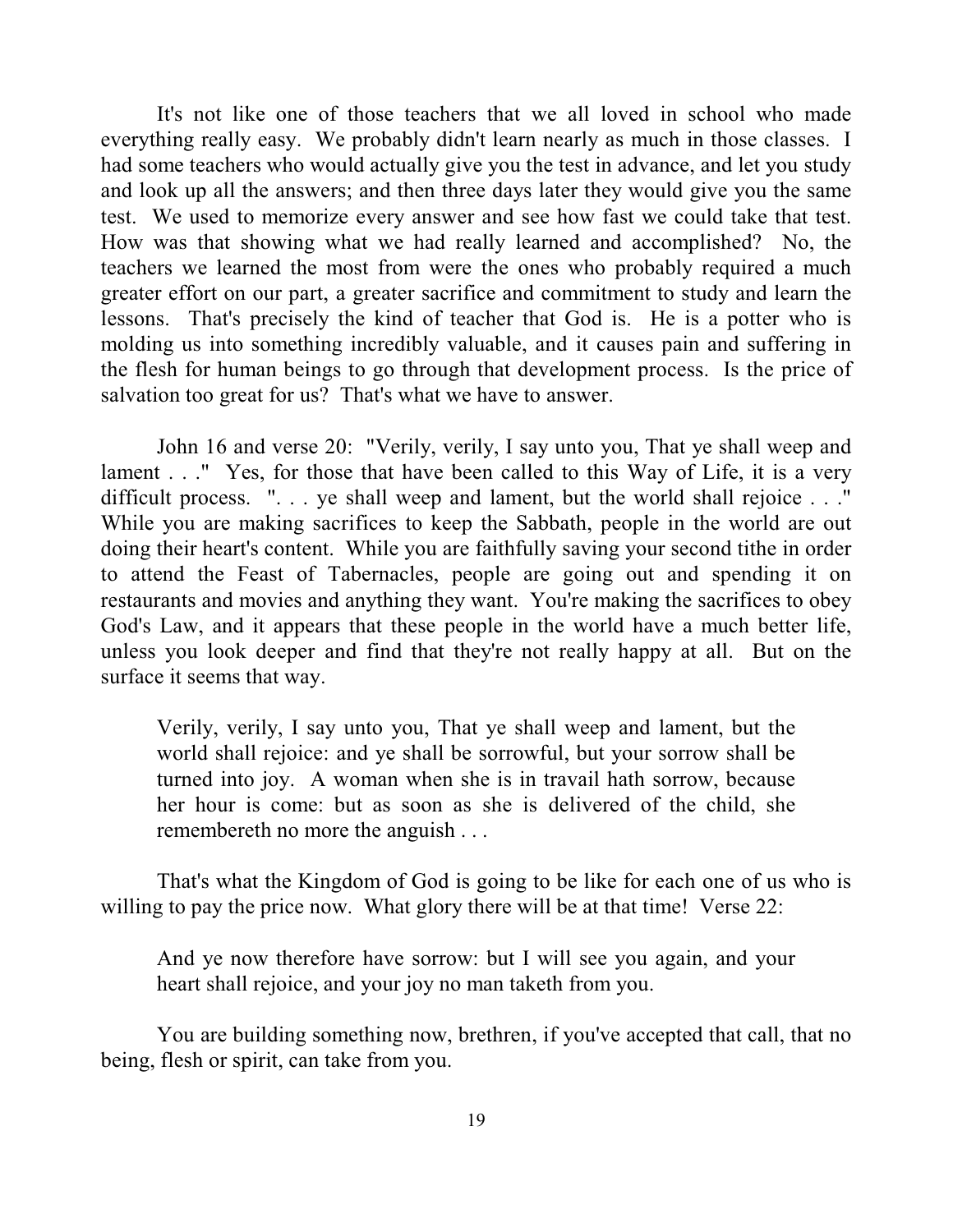It's not like one of those teachers that we all loved in school who made everything really easy. We probably didn't learn nearly as much in those classes. I had some teachers who would actually give you the test in advance, and let you study and look up all the answers; and then three days later they would give you the same test. We used to memorize every answer and see how fast we could take that test. How was that showing what we had really learned and accomplished? No, the teachers we learned the most from were the ones who probably required a much greater effort on our part, a greater sacrifice and commitment to study and learn the lessons. That's precisely the kind of teacher that God is. He is a potter who is molding us into something incredibly valuable, and it causes pain and suffering in the flesh for human beings to go through that development process. Is the price of salvation too great for us? That's what we have to answer.

John 16 and verse 20: "Verily, verily, I say unto you, That ye shall weep and lament . . ." Yes, for those that have been called to this Way of Life, it is a very difficult process. ". . . ye shall weep and lament, but the world shall rejoice . . ." While you are making sacrifices to keep the Sabbath, people in the world are out doing their heart's content. While you are faithfully saving your second tithe in order to attend the Feast of Tabernacles, people are going out and spending it on restaurants and movies and anything they want. You're making the sacrifices to obey God's Law, and it appears that these people in the world have a much better life, unless you look deeper and find that they're not really happy at all. But on the surface it seems that way.

> Verily, verily, I say unto you, That ye shall weep and lament, but the world shall rejoice: and ye shall be sorrowful, but your sorrow shall be turned into joy. A woman when she is in travail hath sorrow, because her hour is come: but as soon as she is delivered of the child, she remembereth no more the anguish . . .

That's what the Kingdom of God is going to be like for each one of us who is willing to pay the price now. What glory there will be at that time! Verse 22:

> And ye now therefore have sorrow: but I will see you again, and your heart shall rejoice, and your joy no man taketh from you.

You are building something now, brethren, if you've accepted that call, that no being, flesh or spirit, can take from you.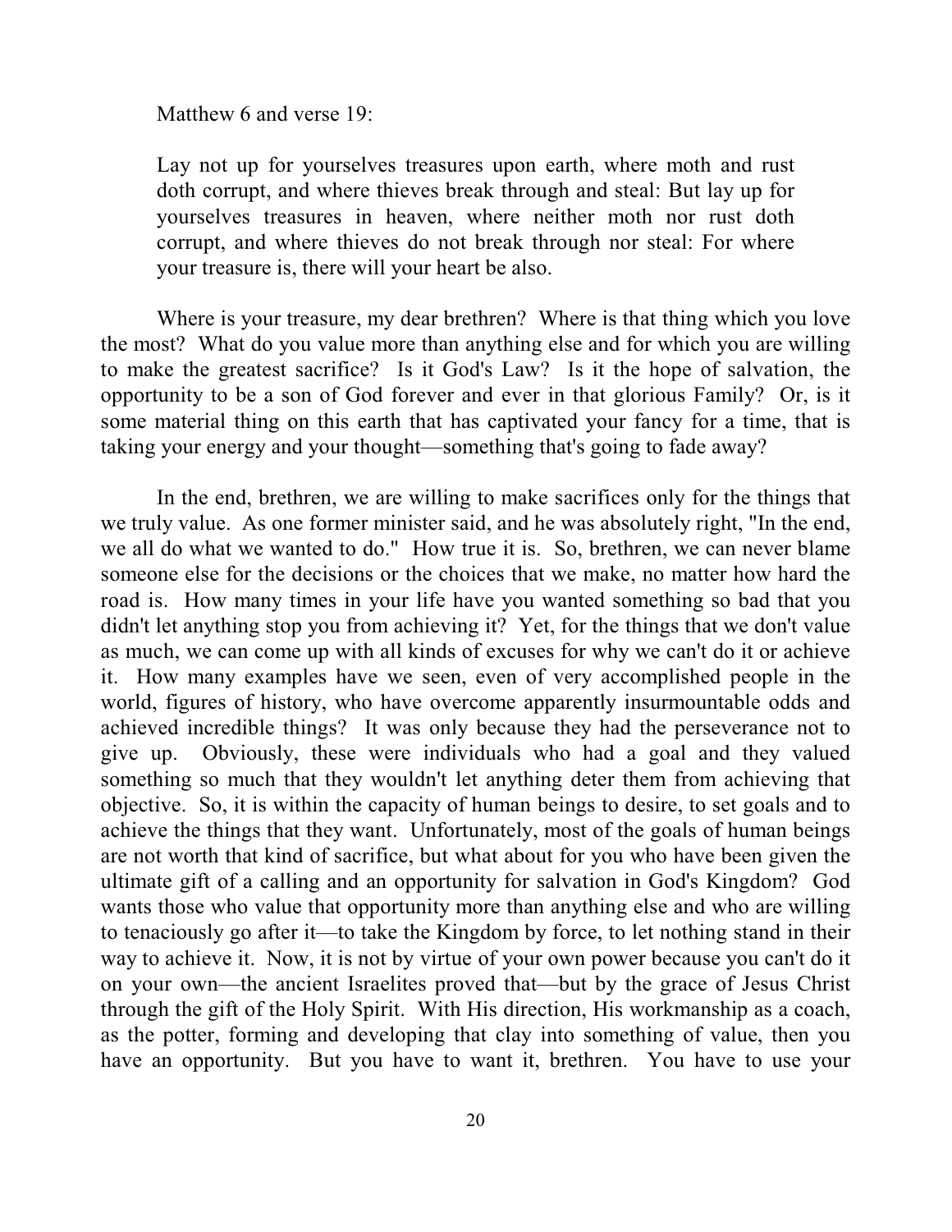Matthew 6 and verse 19:

> Lay not up for yourselves treasures upon earth, where moth and rust doth corrupt, and where thieves break through and steal: But lay up for yourselves treasures in heaven, where neither moth nor rust doth corrupt, and where thieves do not break through nor steal: For where your treasure is, there will your heart be also.

Where is your treasure, my dear brethren? Where is that thing which you love the most? What do you value more than anything else and for which you are willing to make the greatest sacrifice? Is it God's Law? Is it the hope of salvation, the opportunity to be a son of God forever and ever in that glorious Family? Or, is it some material thing on this earth that has captivated your fancy for a time, that is taking your energy and your thought—something that's going to fade away?

In the end, brethren, we are willing to make sacrifices only for the things that we truly value. As one former minister said, and he was absolutely right, "In the end, we all do what we wanted to do." How true it is. So, brethren, we can never blame someone else for the decisions or the choices that we make, no matter how hard the road is. How many times in your life have you wanted something so bad that you didn't let anything stop you from achieving it? Yet, for the things that we don't value as much, we can come up with all kinds of excuses for why we can't do it or achieve it. How many examples have we seen, even of very accomplished people in the world, figures of history, who have overcome apparently insurmountable odds and achieved incredible things? It was only because they had the perseverance not to give up. Obviously, these were individuals who had a goal and they valued something so much that they wouldn't let anything deter them from achieving that objective. So, it is within the capacity of human beings to desire, to set goals and to achieve the things that they want. Unfortunately, most of the goals of human beings are not worth that kind of sacrifice, but what about for you who have been given the ultimate gift of a calling and an opportunity for salvation in God's Kingdom? God wants those who value that opportunity more than anything else and who are willing to tenaciously go after it—to take the Kingdom by force, to let nothing stand in their way to achieve it. Now, it is not by virtue of your own power because you can't do it on your own—the ancient Israelites proved that—but by the grace of Jesus Christ through the gift of the Holy Spirit. With His direction, His workmanship as a coach, as the potter, forming and developing that clay into something of value, then you have an opportunity. But you have to want it, brethren. You have to use your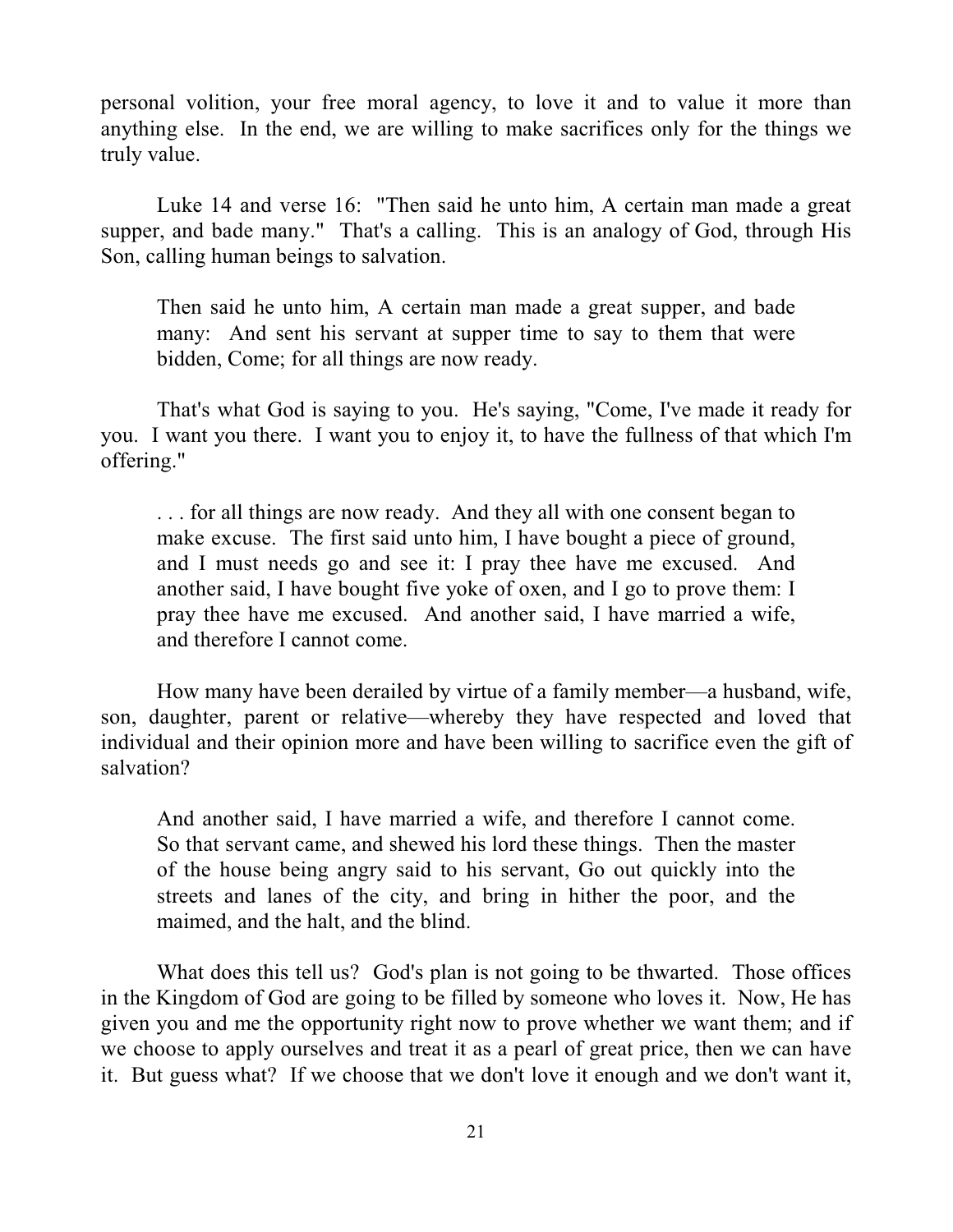personal volition, your free moral agency, to love it and to value it more than anything else. In the end, we are willing to make sacrifices only for the things we truly value.

Luke 14 and verse 16: "Then said he unto him, A certain man made a great supper, and bade many." That's a calling. This is an analogy of God, through His Son, calling human beings to salvation.

> Then said he unto him, A certain man made a great supper, and bade many: And sent his servant at supper time to say to them that were bidden, Come; for all things are now ready.

That's what God is saying to you. He's saying, "Come, I've made it ready for you. I want you there. I want you to enjoy it, to have the fullness of that which I'm offering."

> . . . for all things are now ready. And they all with one consent began to make excuse. The first said unto him, I have bought a piece of ground, and I must needs go and see it: I pray thee have me excused. And another said, I have bought five yoke of oxen, and I go to prove them: I pray thee have me excused. And another said, I have married a wife, and therefore I cannot come.

How many have been derailed by virtue of a family member—a husband, wife, son, daughter, parent or relative—whereby they have respected and loved that individual and their opinion more and have been willing to sacrifice even the gift of salvation?

> And another said, I have married a wife, and therefore I cannot come. So that servant came, and shewed his lord these things. Then the master of the house being angry said to his servant, Go out quickly into the streets and lanes of the city, and bring in hither the poor, and the maimed, and the halt, and the blind.

What does this tell us? God's plan is not going to be thwarted. Those offices in the Kingdom of God are going to be filled by someone who loves it. Now, He has given you and me the opportunity right now to prove whether we want them; and if we choose to apply ourselves and treat it as a pearl of great price, then we can have it. But guess what? If we choose that we don't love it enough and we don't want it,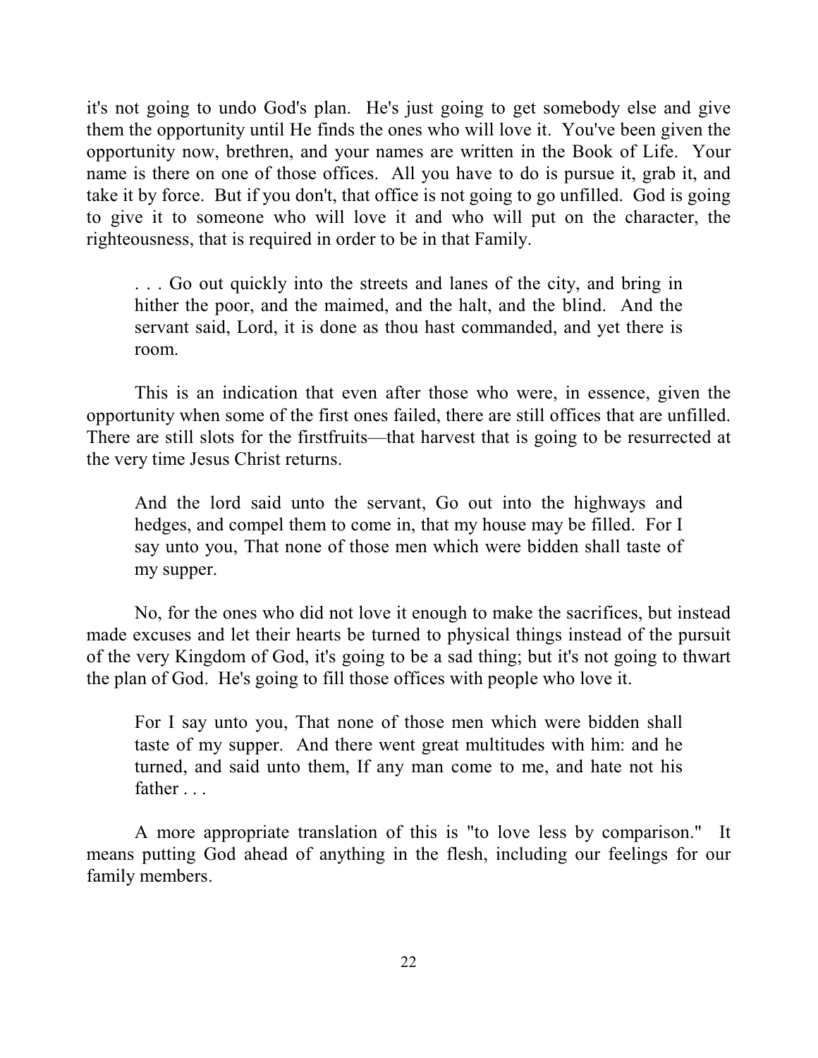it's not going to undo God's plan. He's just going to get somebody else and give them the opportunity until He finds the ones who will love it. You've been given the opportunity now, brethren, and your names are written in the Book of Life. Your name is there on one of those offices. All you have to do is pursue it, grab it, and take it by force. But if you don't, that office is not going to go unfilled. God is going to give it to someone who will love it and who will put on the character, the righteousness, that is required in order to be in that Family.

> . . . Go out quickly into the streets and lanes of the city, and bring in hither the poor, and the maimed, and the halt, and the blind. And the servant said, Lord, it is done as thou hast commanded, and yet there is room.

This is an indication that even after those who were, in essence, given the opportunity when some of the first ones failed, there are still offices that are unfilled. There are still slots for the firstfruits—that harvest that is going to be resurrected at the very time Jesus Christ returns.

> And the lord said unto the servant, Go out into the highways and hedges, and compel them to come in, that my house may be filled. For I say unto you, That none of those men which were bidden shall taste of my supper.

No, for the ones who did not love it enough to make the sacrifices, but instead made excuses and let their hearts be turned to physical things instead of the pursuit of the very Kingdom of God, it's going to be a sad thing; but it's not going to thwart the plan of God. He's going to fill those offices with people who love it.

> For I say unto you, That none of those men which were bidden shall taste of my supper. And there went great multitudes with him: and he turned, and said unto them, If any man come to me, and hate not his father . . .

A more appropriate translation of this is "to love less by comparison." It means putting God ahead of anything in the flesh, including our feelings for our family members.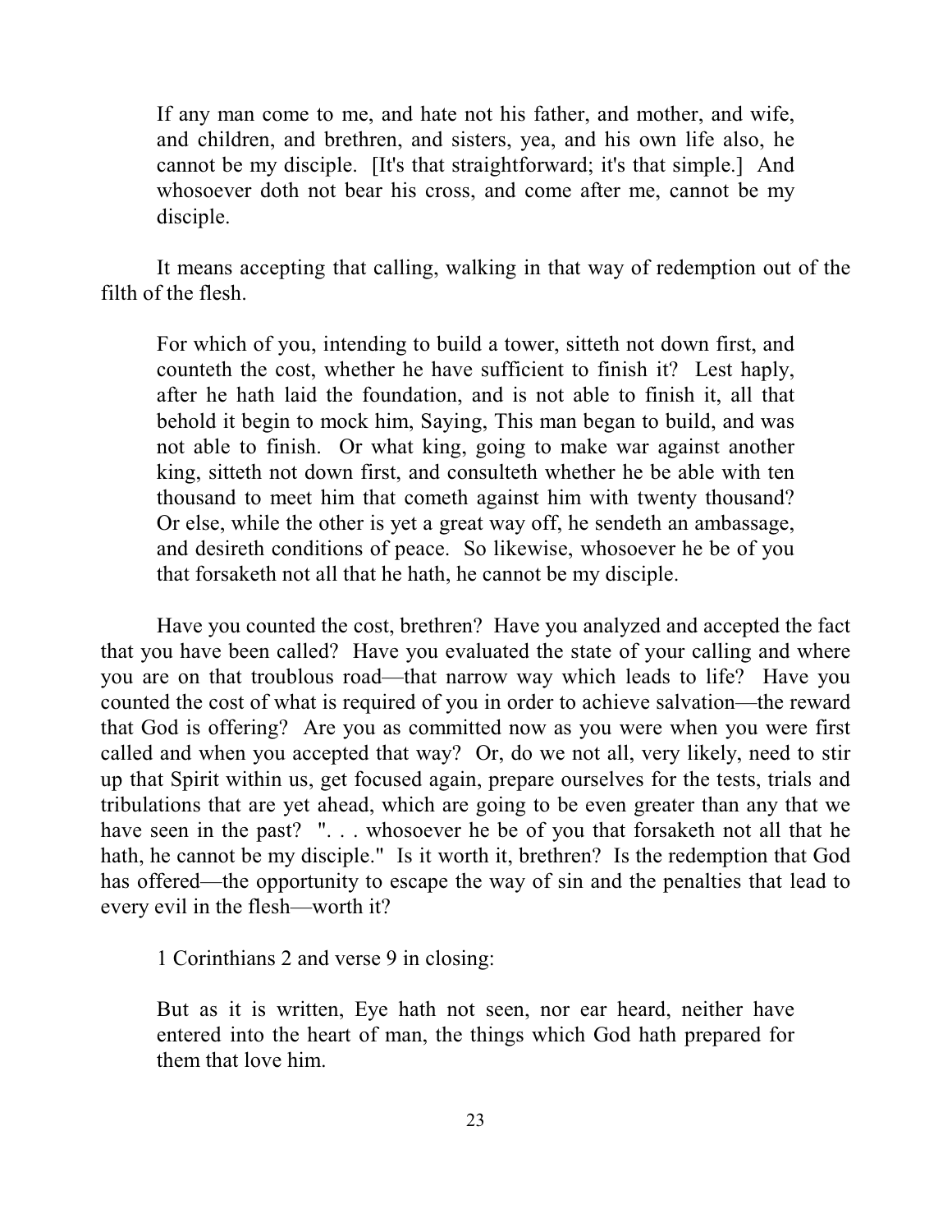> If any man come to me, and hate not his father, and mother, and wife, and children, and brethren, and sisters, yea, and his own life also, he cannot be my disciple. [It's that straightforward; it's that simple.] And whosoever doth not bear his cross, and come after me, cannot be my disciple.

It means accepting that calling, walking in that way of redemption out of the filth of the flesh.

> For which of you, intending to build a tower, sitteth not down first, and counteth the cost, whether he have sufficient to finish it? Lest haply, after he hath laid the foundation, and is not able to finish it, all that behold it begin to mock him, Saying, This man began to build, and was not able to finish. Or what king, going to make war against another king, sitteth not down first, and consulteth whether he be able with ten thousand to meet him that cometh against him with twenty thousand? Or else, while the other is yet a great way off, he sendeth an ambassage, and desireth conditions of peace. So likewise, whosoever he be of you that forsaketh not all that he hath, he cannot be my disciple.

Have you counted the cost, brethren? Have you analyzed and accepted the fact that you have been called? Have you evaluated the state of your calling and where you are on that troublous road—that narrow way which leads to life? Have you counted the cost of what is required of you in order to achieve salvation—the reward that God is offering? Are you as committed now as you were when you were first called and when you accepted that way? Or, do we not all, very likely, need to stir up that Spirit within us, get focused again, prepare ourselves for the tests, trials and tribulations that are yet ahead, which are going to be even greater than any that we have seen in the past? ". . . whosoever he be of you that forsaketh not all that he hath, he cannot be my disciple." Is it worth it, brethren? Is the redemption that God has offered—the opportunity to escape the way of sin and the penalties that lead to every evil in the flesh—worth it?

1 Corinthians 2 and verse 9 in closing:

> But as it is written, Eye hath not seen, nor ear heard, neither have entered into the heart of man, the things which God hath prepared for them that love him.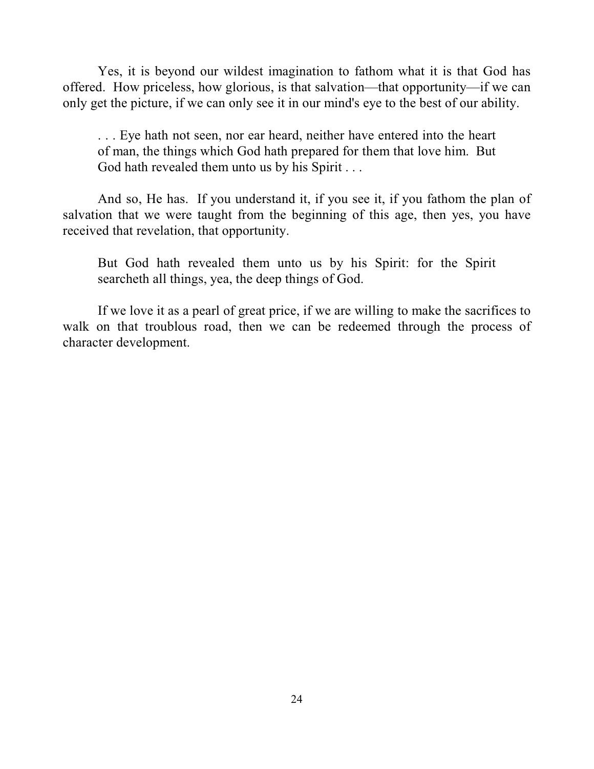Yes, it is beyond our wildest imagination to fathom what it is that God has offered. How priceless, how glorious, is that salvation—that opportunity—if we can only get the picture, if we can only see it in our mind's eye to the best of our ability.

> . . . Eye hath not seen, nor ear heard, neither have entered into the heart of man, the things which God hath prepared for them that love him. But God hath revealed them unto us by his Spirit . . .

And so, He has. If you understand it, if you see it, if you fathom the plan of salvation that we were taught from the beginning of this age, then yes, you have received that revelation, that opportunity.

> But God hath revealed them unto us by his Spirit: for the Spirit searcheth all things, yea, the deep things of God.

If we love it as a pearl of great price, if we are willing to make the sacrifices to walk on that troublous road, then we can be redeemed through the process of character development.